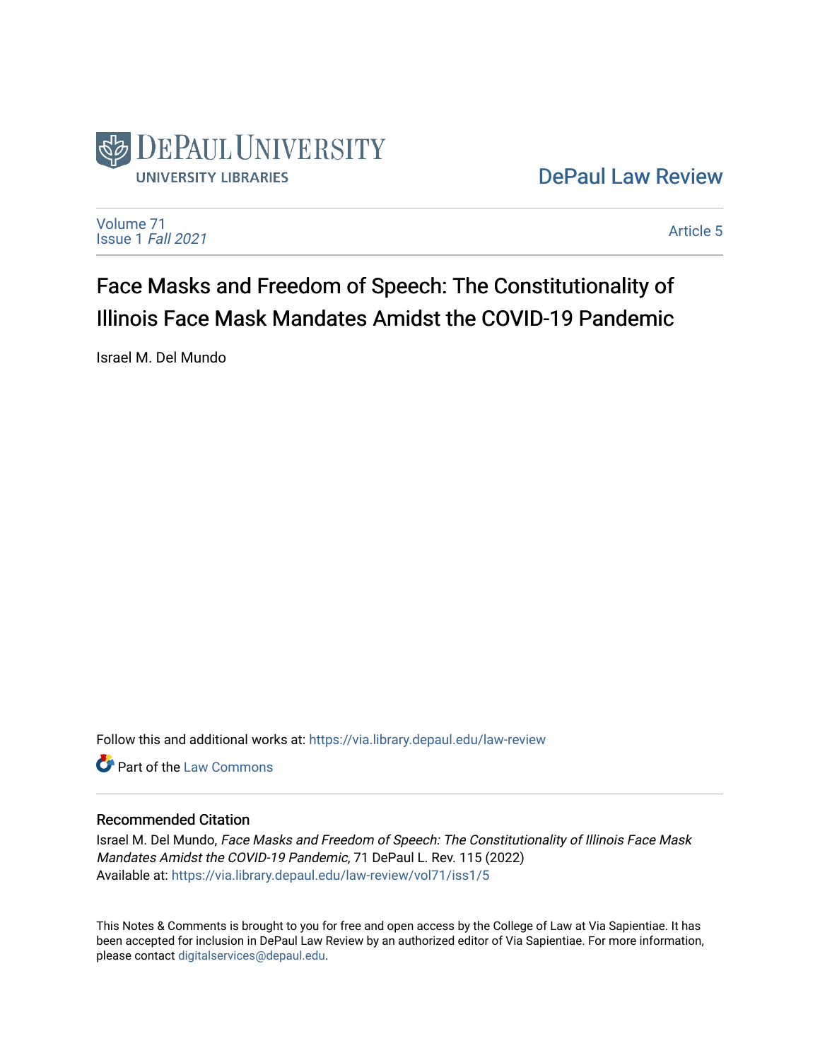DePaul University
UNIVERSITY LIBRARIES

DePaul Law Review

Volume 71
Issue 1 *Fall 2021*

Article 5

# Face Masks and Freedom of Speech: The Constitutionality of Illinois Face Mask Mandates Amidst the COVID-19 Pandemic

Israel M. Del Mundo

Follow this and additional works at: https://via.library.depaul.edu/law-review

Part of the Law Commons

## Recommended Citation

Israel M. Del Mundo, *Face Masks and Freedom of Speech: The Constitutionality of Illinois Face Mask Mandates Amidst the COVID-19 Pandemic*, 71 DePaul L. Rev. 115 (2022)
Available at: https://via.library.depaul.edu/law-review/vol71/iss1/5

This Notes & Comments is brought to you for free and open access by the College of Law at Via Sapientiae. It has been accepted for inclusion in DePaul Law Review by an authorized editor of Via Sapientiae. For more information, please contact digitalservices@depaul.edu.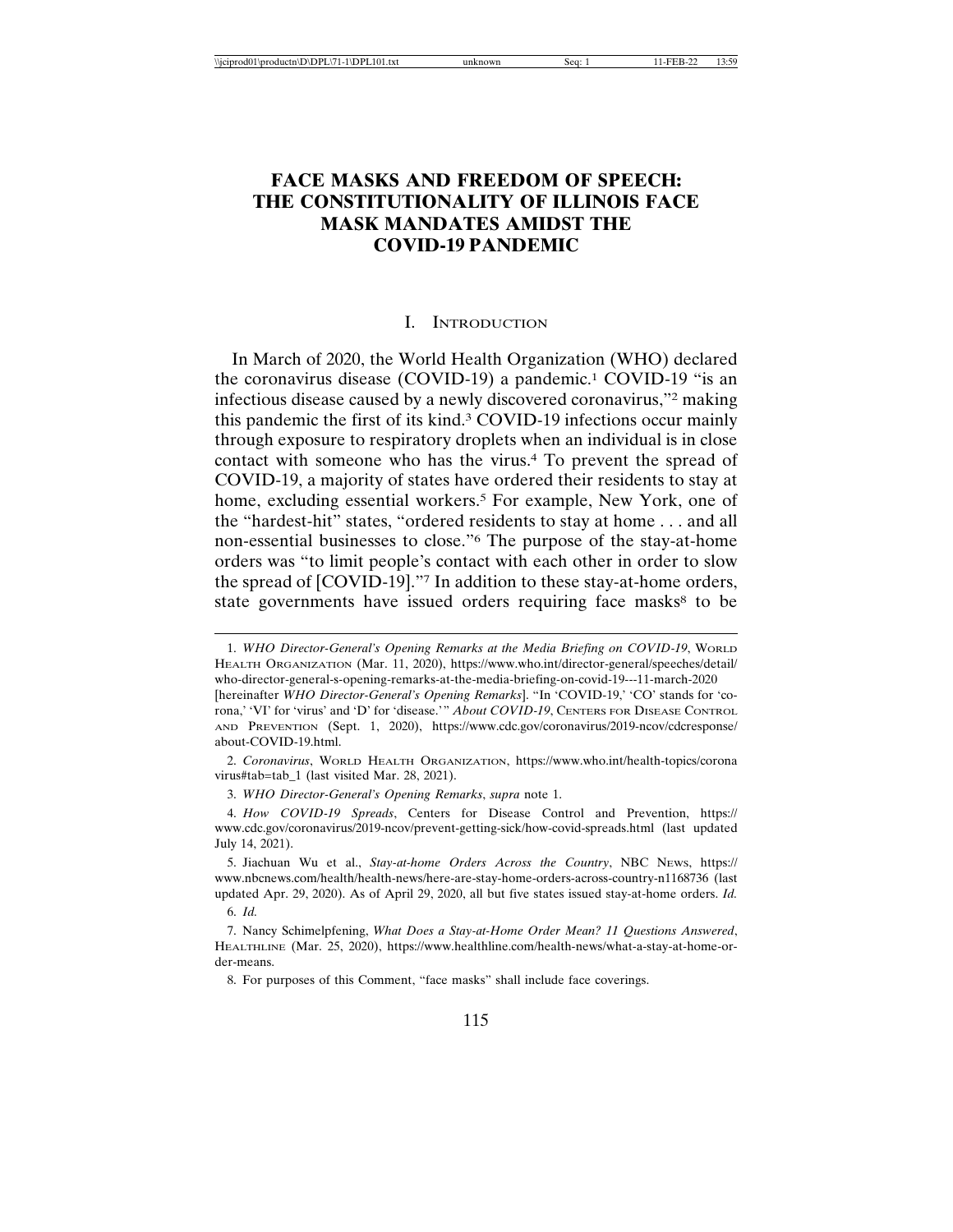# FACE MASKS AND FREEDOM OF SPEECH: THE CONSTITUTIONALITY OF ILLINOIS FACE MASK MANDATES AMIDST THE COVID-19 PANDEMIC

## I. Introduction

In March of 2020, the World Health Organization (WHO) declared the coronavirus disease (COVID-19) a pandemic.[1] COVID-19 "is an infectious disease caused by a newly discovered coronavirus,"[2] making this pandemic the first of its kind.[3] COVID-19 infections occur mainly through exposure to respiratory droplets when an individual is in close contact with someone who has the virus.[4] To prevent the spread of COVID-19, a majority of states have ordered their residents to stay at home, excluding essential workers.[5] For example, New York, one of the "hardest-hit" states, "ordered residents to stay at home . . . and all non-essential businesses to close."[6] The purpose of the stay-at-home orders was "to limit people's contact with each other in order to slow the spread of [COVID-19]."[7] In addition to these stay-at-home orders, state governments have issued orders requiring face masks[8] to be

---

1. *WHO Director-General's Opening Remarks at the Media Briefing on COVID-19*, World Health Organization (Mar. 11, 2020), https://www.who.int/director-general/speeches/detail/who-director-general-s-opening-remarks-at-the-media-briefing-on-covid-19---11-march-2020 [hereinafter *WHO Director-General's Opening Remarks*]. "In 'COVID-19,' 'CO' stands for 'corona,' 'VI' for 'virus' and 'D' for 'disease.'" *About COVID-19*, Centers for Disease Control and Prevention (Sept. 1, 2020), https://www.cdc.gov/coronavirus/2019-ncov/cdcresponse/about-COVID-19.html.

2. *Coronavirus*, World Health Organization, https://www.who.int/health-topics/coronavirus#tab=tab_1 (last visited Mar. 28, 2021).

3. *WHO Director-General's Opening Remarks*, *supra* note 1.

4. *How COVID-19 Spreads*, Centers for Disease Control and Prevention, https://www.cdc.gov/coronavirus/2019-ncov/prevent-getting-sick/how-covid-spreads.html (last updated July 14, 2021).

5. Jiachuan Wu et al., *Stay-at-home Orders Across the Country*, NBC News, https://www.nbcnews.com/health/health-news/here-are-stay-home-orders-across-country-n1168736 (last updated Apr. 29, 2020). As of April 29, 2020, all but five states issued stay-at-home orders. *Id.*

6. *Id.*

7. Nancy Schimelpfening, *What Does a Stay-at-Home Order Mean? 11 Questions Answered*, Healthline (Mar. 25, 2020), https://www.healthline.com/health-news/what-a-stay-at-home-order-means.

8. For purposes of this Comment, "face masks" shall include face coverings.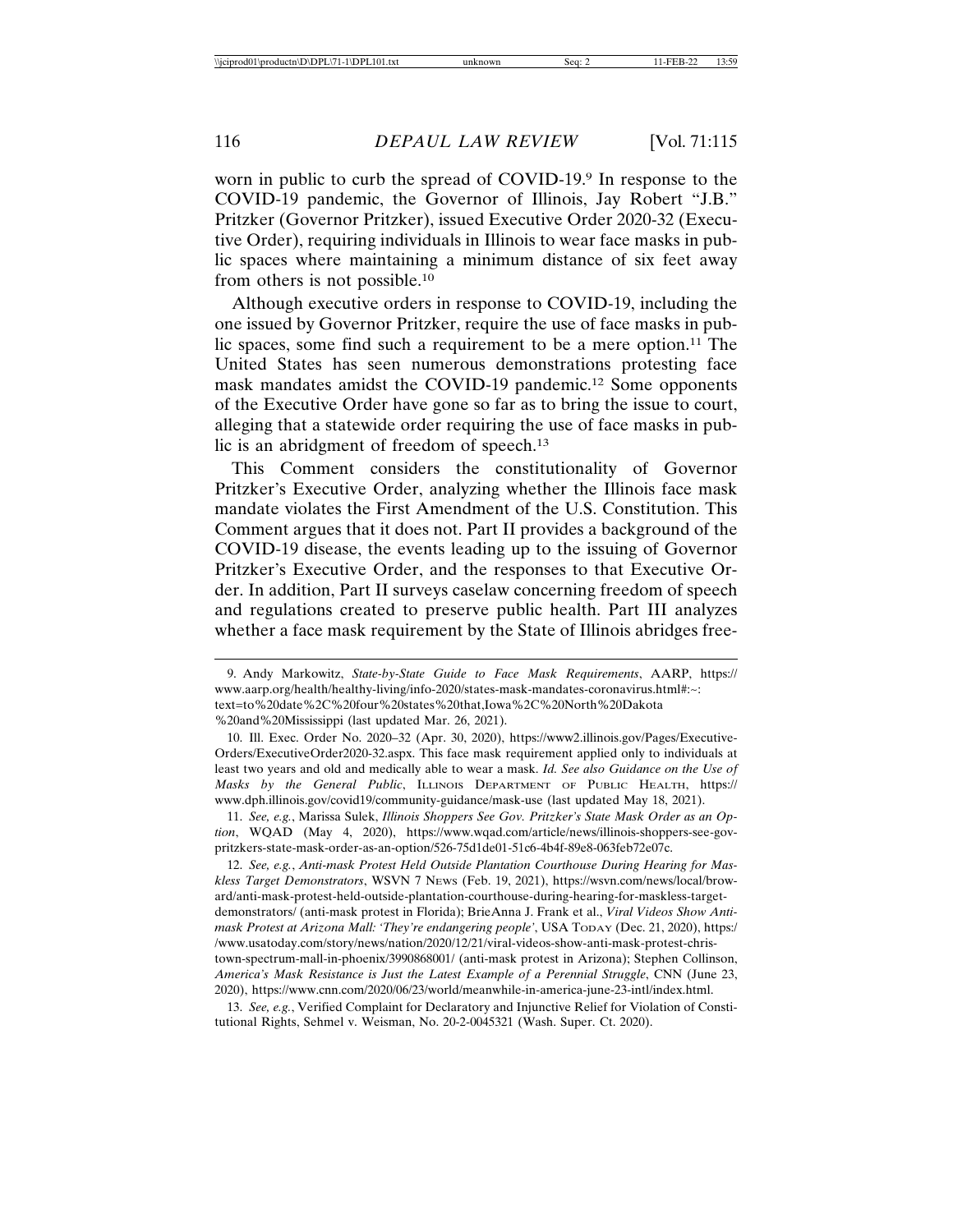worn in public to curb the spread of COVID-19.[9] In response to the COVID-19 pandemic, the Governor of Illinois, Jay Robert "J.B." Pritzker (Governor Pritzker), issued Executive Order 2020-32 (Executive Order), requiring individuals in Illinois to wear face masks in public spaces where maintaining a minimum distance of six feet away from others is not possible.[10]

Although executive orders in response to COVID-19, including the one issued by Governor Pritzker, require the use of face masks in public spaces, some find such a requirement to be a mere option.[11] The United States has seen numerous demonstrations protesting face mask mandates amidst the COVID-19 pandemic.[12] Some opponents of the Executive Order have gone so far as to bring the issue to court, alleging that a statewide order requiring the use of face masks in public is an abridgment of freedom of speech.[13]

This Comment considers the constitutionality of Governor Pritzker's Executive Order, analyzing whether the Illinois face mask mandate violates the First Amendment of the U.S. Constitution. This Comment argues that it does not. Part II provides a background of the COVID-19 disease, the events leading up to the issuing of Governor Pritzker's Executive Order, and the responses to that Executive Order. In addition, Part II surveys caselaw concerning freedom of speech and regulations created to preserve public health. Part III analyzes whether a face mask requirement by the State of Illinois abridges free-

---

9. Andy Markowitz, *State-by-State Guide to Face Mask Requirements*, AARP, https://www.aarp.org/health/healthy-living/info-2020/states-mask-mandates-coronavirus.html#:~:text=to%20date%2C%20four%20states%20that,Iowa%2C%20North%20Dakota%20and%20Mississippi (last updated Mar. 26, 2021).

10. Ill. Exec. Order No. 2020–32 (Apr. 30, 2020), https://www2.illinois.gov/Pages/Executive-Orders/ExecutiveOrder2020-32.aspx. This face mask requirement applied only to individuals at least two years and old and medically able to wear a mask. *Id. See also Guidance on the Use of Masks by the General Public*, Illinois Department of Public Health, https://www.dph.illinois.gov/covid19/community-guidance/mask-use (last updated May 18, 2021).

11. *See, e.g.*, Marissa Sulek, *Illinois Shoppers See Gov. Pritzker's State Mask Order as an Option*, WQAD (May 4, 2020), https://www.wqad.com/article/news/illinois-shoppers-see-gov-pritzkers-state-mask-order-as-an-option/526-75d1de01-51c6-4b4f-89e8-063feb72e07c.

12. *See, e.g.*, *Anti-mask Protest Held Outside Plantation Courthouse During Hearing for Maskless Target Demonstrators*, WSVN 7 News (Feb. 19, 2021), https://wsvn.com/news/local/broward/anti-mask-protest-held-outside-plantation-courthouse-during-hearing-for-maskless-target-demonstrators/ (anti-mask protest in Florida); BrieAnna J. Frank et al., *Viral Videos Show Anti-mask Protest at Arizona Mall: 'They're endangering people'*, USA Today (Dec. 21, 2020), https://www.usatoday.com/story/news/nation/2020/12/21/viral-videos-show-anti-mask-protest-christown-spectrum-mall-in-phoenix/3990868001/ (anti-mask protest in Arizona); Stephen Collinson, *America's Mask Resistance is Just the Latest Example of a Perennial Struggle*, CNN (June 23, 2020), https://www.cnn.com/2020/06/23/world/meanwhile-in-america-june-23-intl/index.html.

13. *See, e.g.*, Verified Complaint for Declaratory and Injunctive Relief for Violation of Constitutional Rights, Sehmel v. Weisman, No. 20-2-0045321 (Wash. Super. Ct. 2020).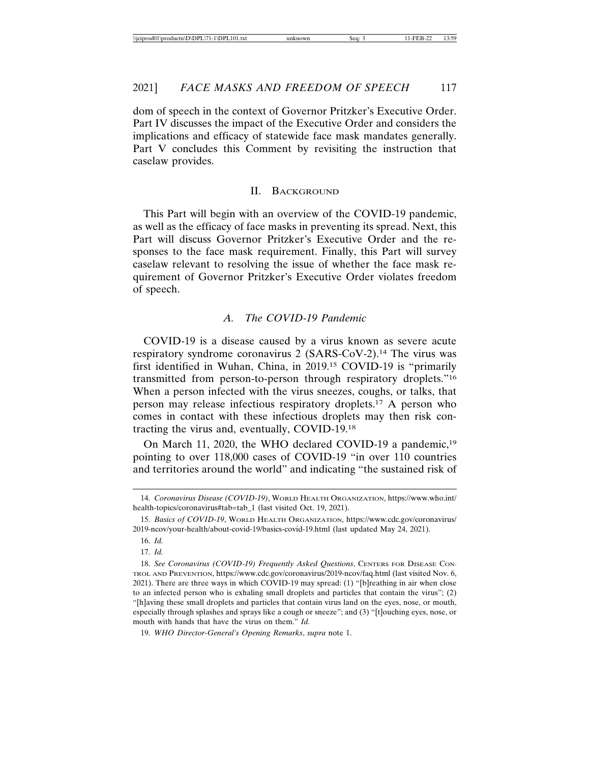dom of speech in the context of Governor Pritzker's Executive Order. Part IV discusses the impact of the Executive Order and considers the implications and efficacy of statewide face mask mandates generally. Part V concludes this Comment by revisiting the instruction that caselaw provides.

## II. Background

This Part will begin with an overview of the COVID-19 pandemic, as well as the efficacy of face masks in preventing its spread. Next, this Part will discuss Governor Pritzker's Executive Order and the responses to the face mask requirement. Finally, this Part will survey caselaw relevant to resolving the issue of whether the face mask requirement of Governor Pritzker's Executive Order violates freedom of speech.

### *A. The COVID-19 Pandemic*

COVID-19 is a disease caused by a virus known as severe acute respiratory syndrome coronavirus 2 (SARS-CoV-2).[14] The virus was first identified in Wuhan, China, in 2019.[15] COVID-19 is "primarily transmitted from person-to-person through respiratory droplets."[16] When a person infected with the virus sneezes, coughs, or talks, that person may release infectious respiratory droplets.[17] A person who comes in contact with these infectious droplets may then risk contracting the virus and, eventually, COVID-19.[18]

On March 11, 2020, the WHO declared COVID-19 a pandemic,[19] pointing to over 118,000 cases of COVID-19 "in over 110 countries and territories around the world" and indicating "the sustained risk of

---

14. *Coronavirus Disease (COVID-19)*, World Health Organization, https://www.who.int/health-topics/coronavirus#tab=tab_1 (last visited Oct. 19, 2021).

15. *Basics of COVID-19*, World Health Organization, https://www.cdc.gov/coronavirus/2019-ncov/your-health/about-covid-19/basics-covid-19.html (last updated May 24, 2021).

16. *Id.*

17. *Id.*

18. *See Coronavirus (COVID-19) Frequently Asked Questions*, Centers for Disease Control and Prevention, https://www.cdc.gov/coronavirus/2019-ncov/faq.html (last visited Nov. 6, 2021). There are three ways in which COVID-19 may spread: (1) "[b]reathing in air when close to an infected person who is exhaling small droplets and particles that contain the virus"; (2) "[h]aving these small droplets and particles that contain virus land on the eyes, nose, or mouth, especially through splashes and sprays like a cough or sneeze"; and (3) "[t]ouching eyes, nose, or mouth with hands that have the virus on them." *Id.*

19. *WHO Director-General's Opening Remarks*, *supra* note 1.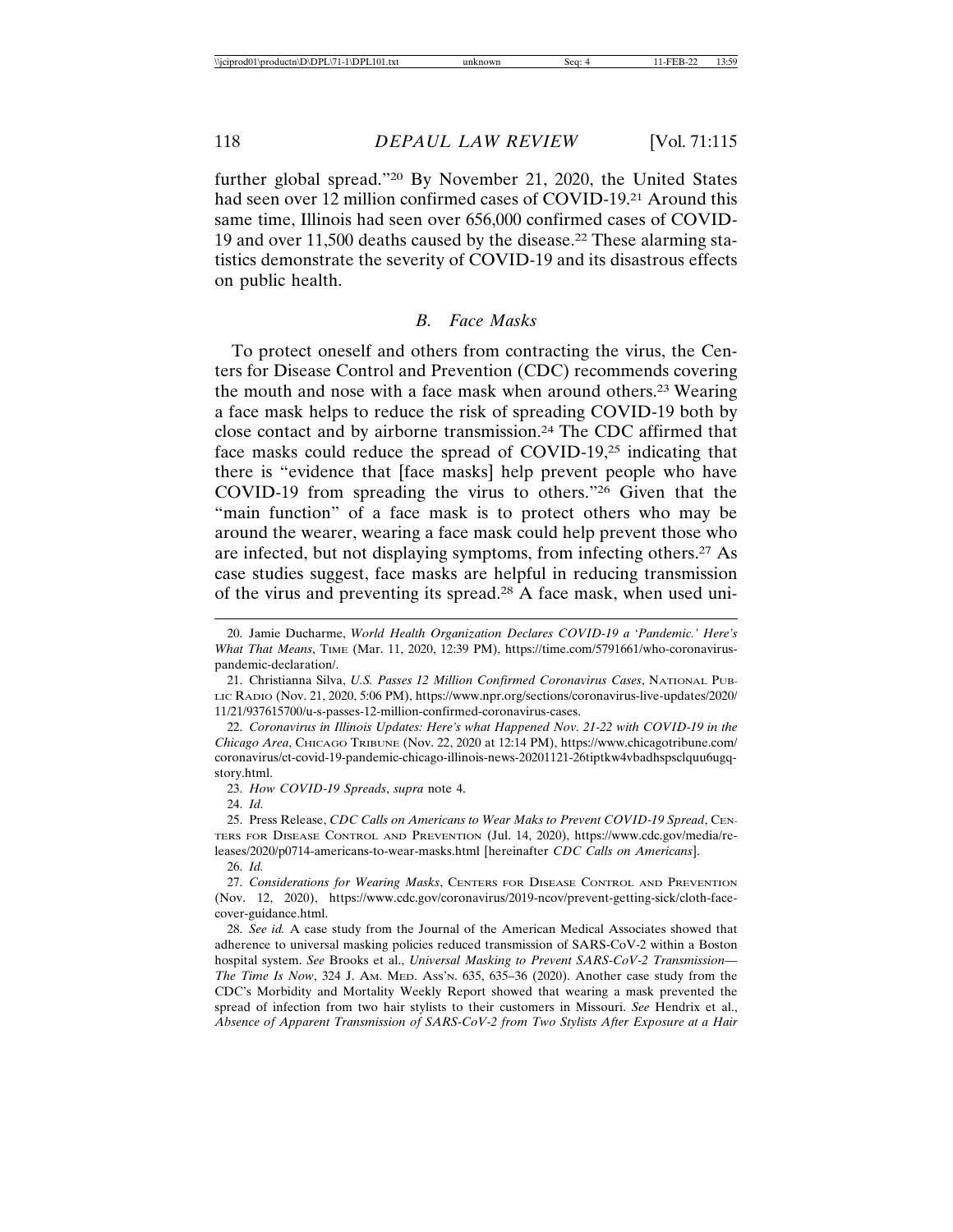further global spread."[20] By November 21, 2020, the United States had seen over 12 million confirmed cases of COVID-19.[21] Around this same time, Illinois had seen over 656,000 confirmed cases of COVID-19 and over 11,500 deaths caused by the disease.[22] These alarming statistics demonstrate the severity of COVID-19 and its disastrous effects on public health.

### *B. Face Masks*

To protect oneself and others from contracting the virus, the Centers for Disease Control and Prevention (CDC) recommends covering the mouth and nose with a face mask when around others.[23] Wearing a face mask helps to reduce the risk of spreading COVID-19 both by close contact and by airborne transmission.[24] The CDC affirmed that face masks could reduce the spread of COVID-19,[25] indicating that there is "evidence that [face masks] help prevent people who have COVID-19 from spreading the virus to others."[26] Given that the "main function" of a face mask is to protect others who may be around the wearer, wearing a face mask could help prevent those who are infected, but not displaying symptoms, from infecting others.[27] As case studies suggest, face masks are helpful in reducing transmission of the virus and preventing its spread.[28] A face mask, when used uni-

---

20. Jamie Ducharme, *World Health Organization Declares COVID-19 a 'Pandemic.' Here's What That Means*, TIME (Mar. 11, 2020, 12:39 PM), https://time.com/5791661/who-coronavirus-pandemic-declaration/.

21. Christianna Silva, *U.S. Passes 12 Million Confirmed Coronavirus Cases*, NATIONAL PUBLIC RADIO (Nov. 21, 2020, 5:06 PM), https://www.npr.org/sections/coronavirus-live-updates/2020/11/21/937615700/u-s-passes-12-million-confirmed-coronavirus-cases.

22. *Coronavirus in Illinois Updates: Here's what Happened Nov. 21-22 with COVID-19 in the Chicago Area*, CHICAGO TRIBUNE (Nov. 22, 2020 at 12:14 PM), https://www.chicagotribune.com/coronavirus/ct-covid-19-pandemic-chicago-illinois-news-20201121-26tiptkw4vbadhspsclquu6ugq-story.html.

23. *How COVID-19 Spreads*, *supra* note 4.

24. *Id.*

25. Press Release, *CDC Calls on Americans to Wear Maks to Prevent COVID-19 Spread*, CENTERS FOR DISEASE CONTROL AND PREVENTION (Jul. 14, 2020), https://www.cdc.gov/media/releases/2020/p0714-americans-to-wear-masks.html [hereinafter *CDC Calls on Americans*].

26. *Id.*

27. *Considerations for Wearing Masks*, CENTERS FOR DISEASE CONTROL AND PREVENTION (Nov. 12, 2020), https://www.cdc.gov/coronavirus/2019-ncov/prevent-getting-sick/cloth-face-cover-guidance.html.

28. *See id.* A case study from the Journal of the American Medical Associates showed that adherence to universal masking policies reduced transmission of SARS-CoV-2 within a Boston hospital system. *See* Brooks et al., *Universal Masking to Prevent SARS-CoV-2 Transmission—The Time Is Now*, 324 J. AM. MED. ASS'N. 635, 635–36 (2020). Another case study from the CDC's Morbidity and Mortality Weekly Report showed that wearing a mask prevented the spread of infection from two hair stylists to their customers in Missouri. *See* Hendrix et al., *Absence of Apparent Transmission of SARS-CoV-2 from Two Stylists After Exposure at a Hair*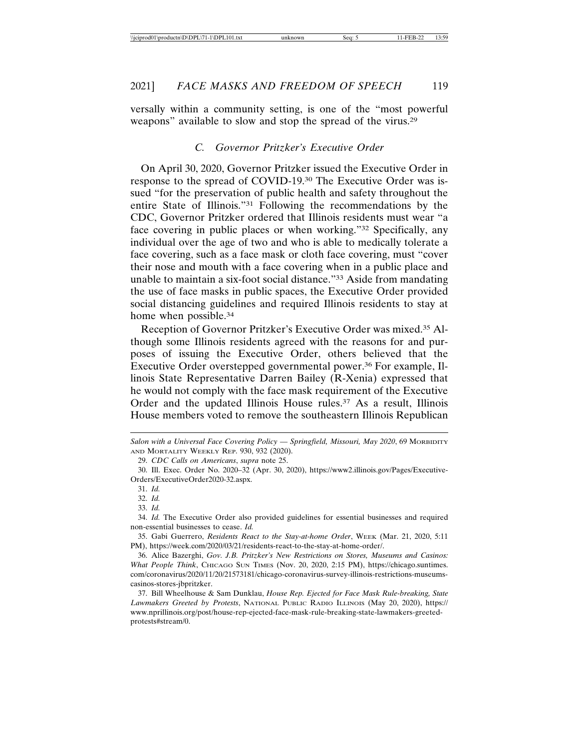versally within a community setting, is one of the "most powerful weapons" available to slow and stop the spread of the virus.[29]

### *C. Governor Pritzker's Executive Order*

On April 30, 2020, Governor Pritzker issued the Executive Order in response to the spread of COVID-19.[30] The Executive Order was issued "for the preservation of public health and safety throughout the entire State of Illinois."[31] Following the recommendations by the CDC, Governor Pritzker ordered that Illinois residents must wear "a face covering in public places or when working."[32] Specifically, any individual over the age of two and who is able to medically tolerate a face covering, such as a face mask or cloth face covering, must "cover their nose and mouth with a face covering when in a public place and unable to maintain a six-foot social distance."[33] Aside from mandating the use of face masks in public spaces, the Executive Order provided social distancing guidelines and required Illinois residents to stay at home when possible.[34]

Reception of Governor Pritzker's Executive Order was mixed.[35] Although some Illinois residents agreed with the reasons for and purposes of issuing the Executive Order, others believed that the Executive Order overstepped governmental power.[36] For example, Illinois State Representative Darren Bailey (R-Xenia) expressed that he would not comply with the face mask requirement of the Executive Order and the updated Illinois House rules.[37] As a result, Illinois House members voted to remove the southeastern Illinois Republican

---

*Salon with a Universal Face Covering Policy — Springfield, Missouri, May 2020*, 69 MORBIDITY AND MORTALITY WEEKLY REP. 930, 932 (2020).

29. *CDC Calls on Americans*, *supra* note 25.

30. Ill. Exec. Order No. 2020–32 (Apr. 30, 2020), https://www2.illinois.gov/Pages/Executive-Orders/ExecutiveOrder2020-32.aspx.

31. *Id.*

32. *Id.*

33. *Id.*

34. *Id.* The Executive Order also provided guidelines for essential businesses and required non-essential businesses to cease. *Id.*

35. Gabi Guerrero, *Residents React to the Stay-at-home Order*, WEEK (Mar. 21, 2020, 5:11 PM), https://week.com/2020/03/21/residents-react-to-the-stay-at-home-order/.

36. Alice Bazerghi, *Gov. J.B. Pritzker's New Restrictions on Stores, Museums and Casinos: What People Think*, CHICAGO SUN TIMES (Nov. 20, 2020, 2:15 PM), https://chicago.suntimes.com/coronavirus/2020/11/20/21573181/chicago-coronavirus-survey-illinois-restrictions-museums-casinos-stores-jbpritzker.

37. Bill Wheelhouse & Sam Dunklau, *House Rep. Ejected for Face Mask Rule-breaking, State Lawmakers Greeted by Protests*, NATIONAL PUBLIC RADIO ILLINOIS (May 20, 2020), https://www.nprillinois.org/post/house-rep-ejected-face-mask-rule-breaking-state-lawmakers-greeted-protests#stream/0.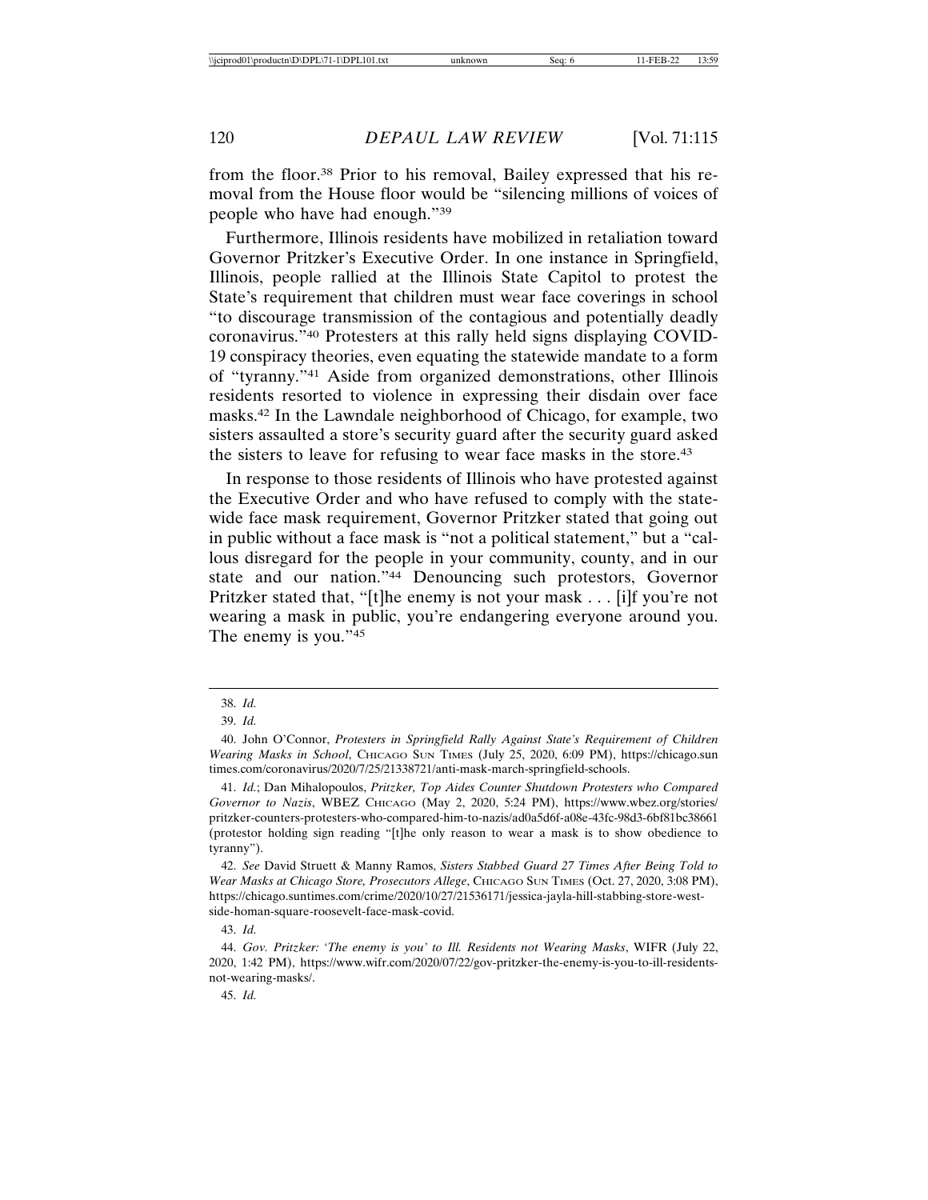from the floor.[38] Prior to his removal, Bailey expressed that his removal from the House floor would be "silencing millions of voices of people who have had enough."[39]

Furthermore, Illinois residents have mobilized in retaliation toward Governor Pritzker's Executive Order. In one instance in Springfield, Illinois, people rallied at the Illinois State Capitol to protest the State's requirement that children must wear face coverings in school "to discourage transmission of the contagious and potentially deadly coronavirus."[40] Protesters at this rally held signs displaying COVID-19 conspiracy theories, even equating the statewide mandate to a form of "tyranny."[41] Aside from organized demonstrations, other Illinois residents resorted to violence in expressing their disdain over face masks.[42] In the Lawndale neighborhood of Chicago, for example, two sisters assaulted a store's security guard after the security guard asked the sisters to leave for refusing to wear face masks in the store.[43]

In response to those residents of Illinois who have protested against the Executive Order and who have refused to comply with the statewide face mask requirement, Governor Pritzker stated that going out in public without a face mask is "not a political statement," but a "callous disregard for the people in your community, county, and in our state and our nation."[44] Denouncing such protestors, Governor Pritzker stated that, "[t]he enemy is not your mask . . . [i]f you're not wearing a mask in public, you're endangering everyone around you. The enemy is you."[45]

---

38. *Id.*

39. *Id.*

40. John O'Connor, *Protesters in Springfield Rally Against State's Requirement of Children Wearing Masks in School*, CHICAGO SUN TIMES (July 25, 2020, 6:09 PM), https://chicago.suntimes.com/coronavirus/2020/7/25/21338721/anti-mask-march-springfield-schools.

41. *Id.*; Dan Mihalopoulos, *Pritzker, Top Aides Counter Shutdown Protesters who Compared Governor to Nazis*, WBEZ CHICAGO (May 2, 2020, 5:24 PM), https://www.wbez.org/stories/pritzker-counters-protesters-who-compared-him-to-nazis/ad0a5d6f-a08e-43fc-98d3-6bf81bc38661 (protestor holding sign reading "[t]he only reason to wear a mask is to show obedience to tyranny").

42. *See* David Struett & Manny Ramos, *Sisters Stabbed Guard 27 Times After Being Told to Wear Masks at Chicago Store, Prosecutors Allege*, CHICAGO SUN TIMES (Oct. 27, 2020, 3:08 PM), https://chicago.suntimes.com/crime/2020/10/27/21536171/jessica-jayla-hill-stabbing-store-west-side-homan-square-roosevelt-face-mask-covid.

43. *Id.*

44. *Gov. Pritzker: 'The enemy is you' to Ill. Residents not Wearing Masks*, WIFR (July 22, 2020, 1:42 PM), https://www.wifr.com/2020/07/22/gov-pritzker-the-enemy-is-you-to-ill-residents-not-wearing-masks/.

45. *Id.*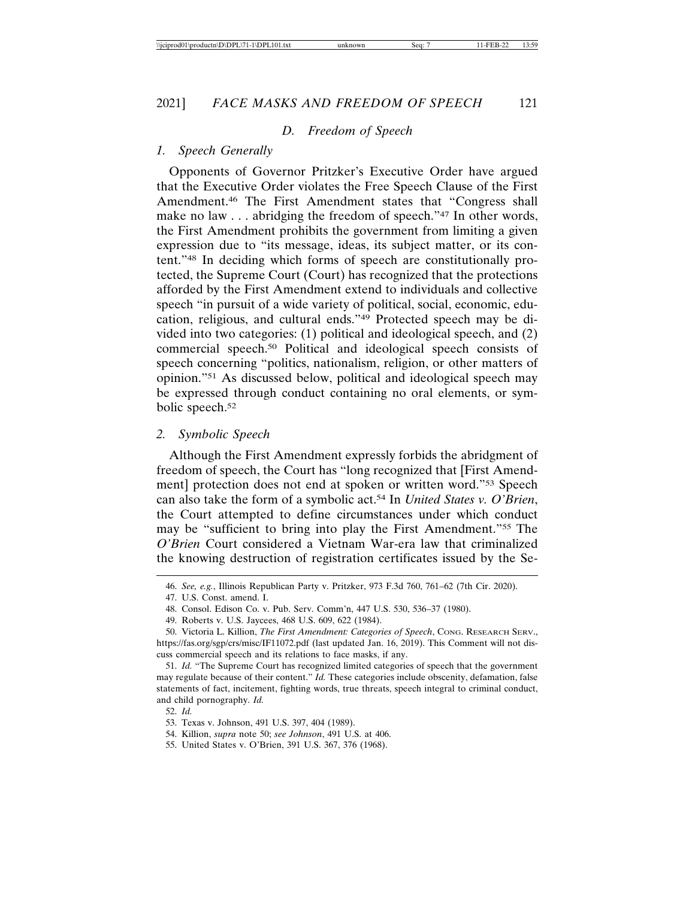### D. Freedom of Speech

#### 1. Speech Generally

Opponents of Governor Pritzker's Executive Order have argued that the Executive Order violates the Free Speech Clause of the First Amendment.[46] The First Amendment states that "Congress shall make no law . . . abridging the freedom of speech."[47] In other words, the First Amendment prohibits the government from limiting a given expression due to "its message, ideas, its subject matter, or its content."[48] In deciding which forms of speech are constitutionally protected, the Supreme Court (Court) has recognized that the protections afforded by the First Amendment extend to individuals and collective speech "in pursuit of a wide variety of political, social, economic, education, religious, and cultural ends."[49] Protected speech may be divided into two categories: (1) political and ideological speech, and (2) commercial speech.[50] Political and ideological speech consists of speech concerning "politics, nationalism, religion, or other matters of opinion."[51] As discussed below, political and ideological speech may be expressed through conduct containing no oral elements, or symbolic speech.[52]

#### 2. Symbolic Speech

Although the First Amendment expressly forbids the abridgment of freedom of speech, the Court has "long recognized that [First Amendment] protection does not end at spoken or written word."[53] Speech can also take the form of a symbolic act.[54] In *United States v. O'Brien*, the Court attempted to define circumstances under which conduct may be "sufficient to bring into play the First Amendment."[55] The *O'Brien* Court considered a Vietnam War-era law that criminalized the knowing destruction of registration certificates issued by the Se-

---

46. *See, e.g.*, Illinois Republican Party v. Pritzker, 973 F.3d 760, 761–62 (7th Cir. 2020).

47. U.S. Const. amend. I.

48. Consol. Edison Co. v. Pub. Serv. Comm'n, 447 U.S. 530, 536–37 (1980).

49. Roberts v. U.S. Jaycees, 468 U.S. 609, 622 (1984).

50. Victoria L. Killion, *The First Amendment: Categories of Speech*, CONG. RESEARCH SERV., https://fas.org/sgp/crs/misc/IF11072.pdf (last updated Jan. 16, 2019). This Comment will not discuss commercial speech and its relations to face masks, if any.

51. *Id.* "The Supreme Court has recognized limited categories of speech that the government may regulate because of their content." *Id.* These categories include obscenity, defamation, false statements of fact, incitement, fighting words, true threats, speech integral to criminal conduct, and child pornography. *Id.*

52. *Id.*

53. Texas v. Johnson, 491 U.S. 397, 404 (1989).

54. Killion, *supra* note 50; *see Johnson*, 491 U.S. at 406.

55. United States v. O'Brien, 391 U.S. 367, 376 (1968).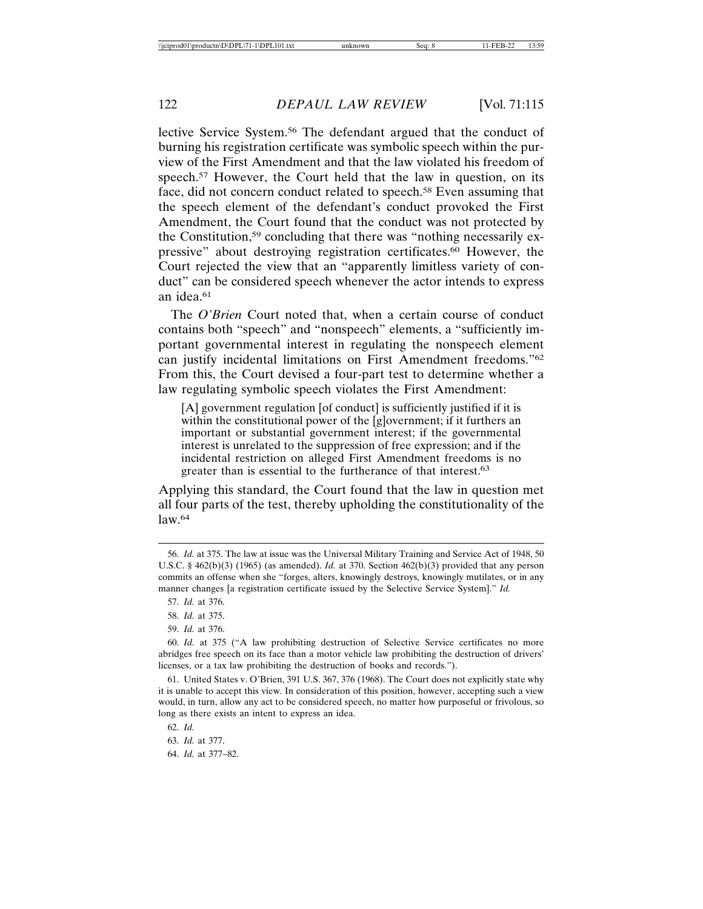lective Service System.[56] The defendant argued that the conduct of burning his registration certificate was symbolic speech within the purview of the First Amendment and that the law violated his freedom of speech.[57] However, the Court held that the law in question, on its face, did not concern conduct related to speech.[58] Even assuming that the speech element of the defendant's conduct provoked the First Amendment, the Court found that the conduct was not protected by the Constitution,[59] concluding that there was "nothing necessarily expressive" about destroying registration certificates.[60] However, the Court rejected the view that an "apparently limitless variety of conduct" can be considered speech whenever the actor intends to express an idea.[61]

The *O'Brien* Court noted that, when a certain course of conduct contains both "speech" and "nonspeech" elements, a "sufficiently important governmental interest in regulating the nonspeech element can justify incidental limitations on First Amendment freedoms."[62] From this, the Court devised a four-part test to determine whether a law regulating symbolic speech violates the First Amendment:

> [A] government regulation [of conduct] is sufficiently justified if it is within the constitutional power of the [g]overnment; if it furthers an important or substantial government interest; if the governmental interest is unrelated to the suppression of free expression; and if the incidental restriction on alleged First Amendment freedoms is no greater than is essential to the furtherance of that interest.[63]

Applying this standard, the Court found that the law in question met all four parts of the test, thereby upholding the constitutionality of the law.[64]

---

56. *Id.* at 375. The law at issue was the Universal Military Training and Service Act of 1948, 50 U.S.C. § 462(b)(3) (1965) (as amended). *Id.* at 370. Section 462(b)(3) provided that any person commits an offense when she "forges, alters, knowingly destroys, knowingly mutilates, or in any manner changes [a registration certificate issued by the Selective Service System]." *Id.*

57. *Id.* at 376.

58. *Id.* at 375.

59. *Id.* at 376.

60. *Id.* at 375 ("A law prohibiting destruction of Selective Service certificates no more abridges free speech on its face than a motor vehicle law prohibiting the destruction of drivers' licenses, or a tax law prohibiting the destruction of books and records.").

61. United States v. O'Brien, 391 U.S. 367, 376 (1968). The Court does not explicitly state why it is unable to accept this view. In consideration of this position, however, accepting such a view would, in turn, allow any act to be considered speech, no matter how purposeful or frivolous, so long as there exists an intent to express an idea.

62. *Id.*

63. *Id.* at 377.

64. *Id.* at 377–82.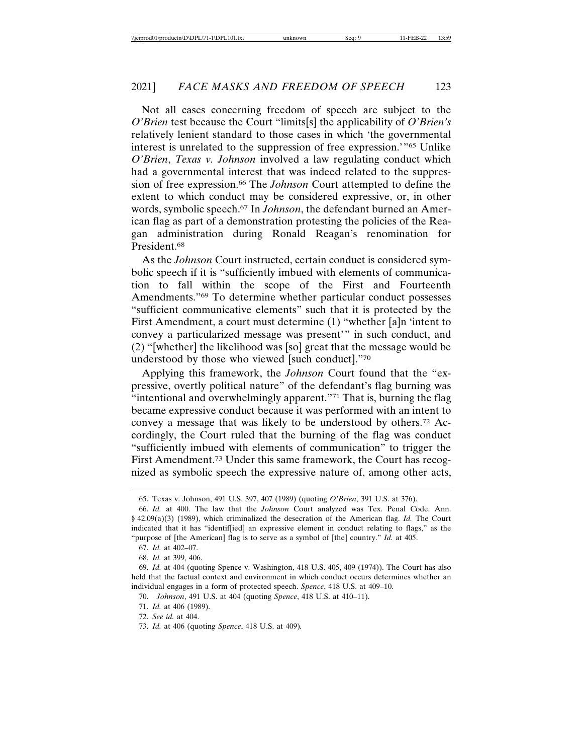Not all cases concerning freedom of speech are subject to the *O'Brien* test because the Court "limits[s] the applicability of *O'Brien's* relatively lenient standard to those cases in which 'the governmental interest is unrelated to the suppression of free expression.'"[65] Unlike *O'Brien*, *Texas v. Johnson* involved a law regulating conduct which had a governmental interest that was indeed related to the suppression of free expression.[66] The *Johnson* Court attempted to define the extent to which conduct may be considered expressive, or, in other words, symbolic speech.[67] In *Johnson*, the defendant burned an American flag as part of a demonstration protesting the policies of the Reagan administration during Ronald Reagan's renomination for President.[68]

As the *Johnson* Court instructed, certain conduct is considered symbolic speech if it is "sufficiently imbued with elements of communication to fall within the scope of the First and Fourteenth Amendments."[69] To determine whether particular conduct possesses "sufficient communicative elements" such that it is protected by the First Amendment, a court must determine (1) "whether [a]n 'intent to convey a particularized message was present'" in such conduct, and (2) "[whether] the likelihood was [so] great that the message would be understood by those who viewed [such conduct]."[70]

Applying this framework, the *Johnson* Court found that the "expressive, overtly political nature" of the defendant's flag burning was "intentional and overwhelmingly apparent."[71] That is, burning the flag became expressive conduct because it was performed with an intent to convey a message that was likely to be understood by others.[72] Accordingly, the Court ruled that the burning of the flag was conduct "sufficiently imbued with elements of communication" to trigger the First Amendment.[73] Under this same framework, the Court has recognized as symbolic speech the expressive nature of, among other acts,

---

65. Texas v. Johnson, 491 U.S. 397, 407 (1989) (quoting *O'Brien*, 391 U.S. at 376).

66. *Id.* at 400. The law that the *Johnson* Court analyzed was Tex. Penal Code. Ann. § 42.09(a)(3) (1989), which criminalized the desecration of the American flag. *Id.* The Court indicated that it has "identif[ied] an expressive element in conduct relating to flags," as the "purpose of [the American] flag is to serve as a symbol of [the] country." *Id.* at 405.

67. *Id.* at 402–07.

68. *Id.* at 399, 406.

69. *Id.* at 404 (quoting Spence v. Washington, 418 U.S. 405, 409 (1974)). The Court has also held that the factual context and environment in which conduct occurs determines whether an individual engages in a form of protected speech. *Spence*, 418 U.S. at 409–10.

70. *Johnson*, 491 U.S. at 404 (quoting *Spence*, 418 U.S. at 410–11).

71. *Id.* at 406 (1989).

72. *See id.* at 404.

73. *Id.* at 406 (quoting *Spence*, 418 U.S. at 409).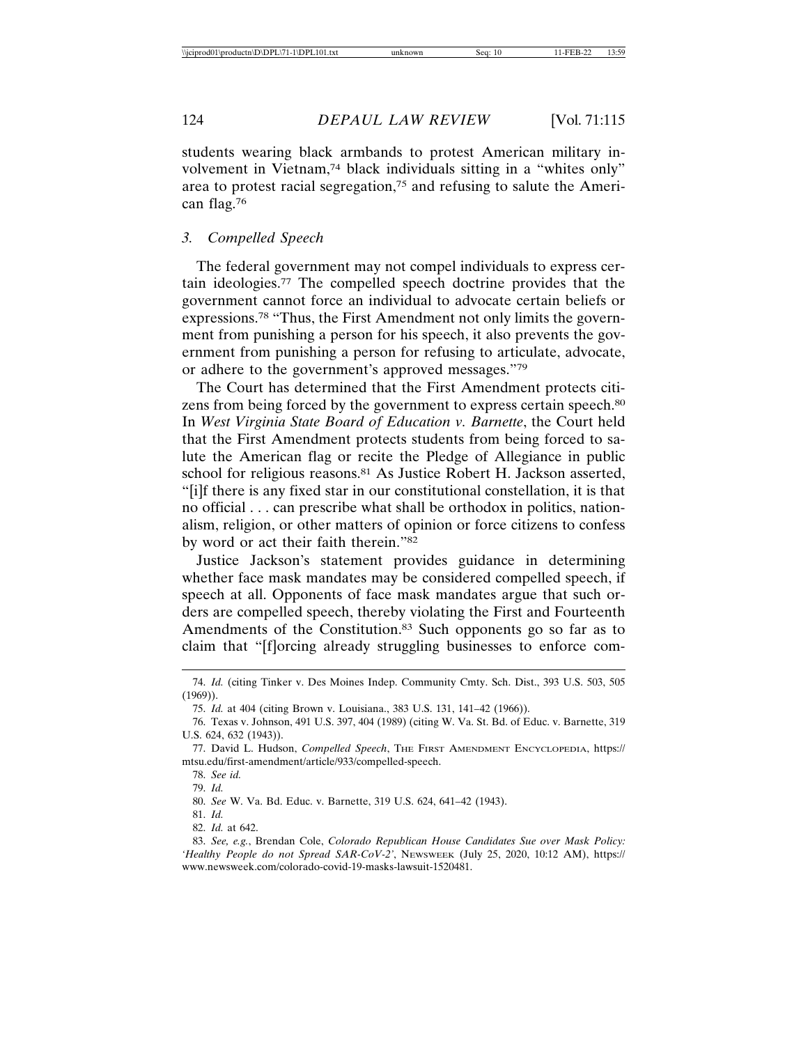students wearing black armbands to protest American military involvement in Vietnam,[74] black individuals sitting in a "whites only" area to protest racial segregation,[75] and refusing to salute the American flag.[76]

### 3. *Compelled Speech*

The federal government may not compel individuals to express certain ideologies.[77] The compelled speech doctrine provides that the government cannot force an individual to advocate certain beliefs or expressions.[78] "Thus, the First Amendment not only limits the government from punishing a person for his speech, it also prevents the government from punishing a person for refusing to articulate, advocate, or adhere to the government's approved messages."[79]

The Court has determined that the First Amendment protects citizens from being forced by the government to express certain speech.[80] In *West Virginia State Board of Education v. Barnette*, the Court held that the First Amendment protects students from being forced to salute the American flag or recite the Pledge of Allegiance in public school for religious reasons.[81] As Justice Robert H. Jackson asserted, "[i]f there is any fixed star in our constitutional constellation, it is that no official . . . can prescribe what shall be orthodox in politics, nationalism, religion, or other matters of opinion or force citizens to confess by word or act their faith therein."[82]

Justice Jackson's statement provides guidance in determining whether face mask mandates may be considered compelled speech, if speech at all. Opponents of face mask mandates argue that such orders are compelled speech, thereby violating the First and Fourteenth Amendments of the Constitution.[83] Such opponents go so far as to claim that "[f]orcing already struggling businesses to enforce com-

---

74. *Id.* (citing Tinker v. Des Moines Indep. Community Cmty. Sch. Dist., 393 U.S. 503, 505 (1969)).

75. *Id.* at 404 (citing Brown v. Louisiana., 383 U.S. 131, 141–42 (1966)).

76. Texas v. Johnson, 491 U.S. 397, 404 (1989) (citing W. Va. St. Bd. of Educ. v. Barnette, 319 U.S. 624, 632 (1943)).

77. David L. Hudson, *Compelled Speech*, THE FIRST AMENDMENT ENCYCLOPEDIA, https://mtsu.edu/first-amendment/article/933/compelled-speech.

78. *See id.*

79. *Id.*

80. *See* W. Va. Bd. Educ. v. Barnette, 319 U.S. 624, 641–42 (1943).

81. *Id.*

82. *Id.* at 642.

83. *See, e.g.*, Brendan Cole, *Colorado Republican House Candidates Sue over Mask Policy: 'Healthy People do not Spread SAR-CoV-2'*, NEWSWEEK (July 25, 2020, 10:12 AM), https://www.newsweek.com/colorado-covid-19-masks-lawsuit-1520481.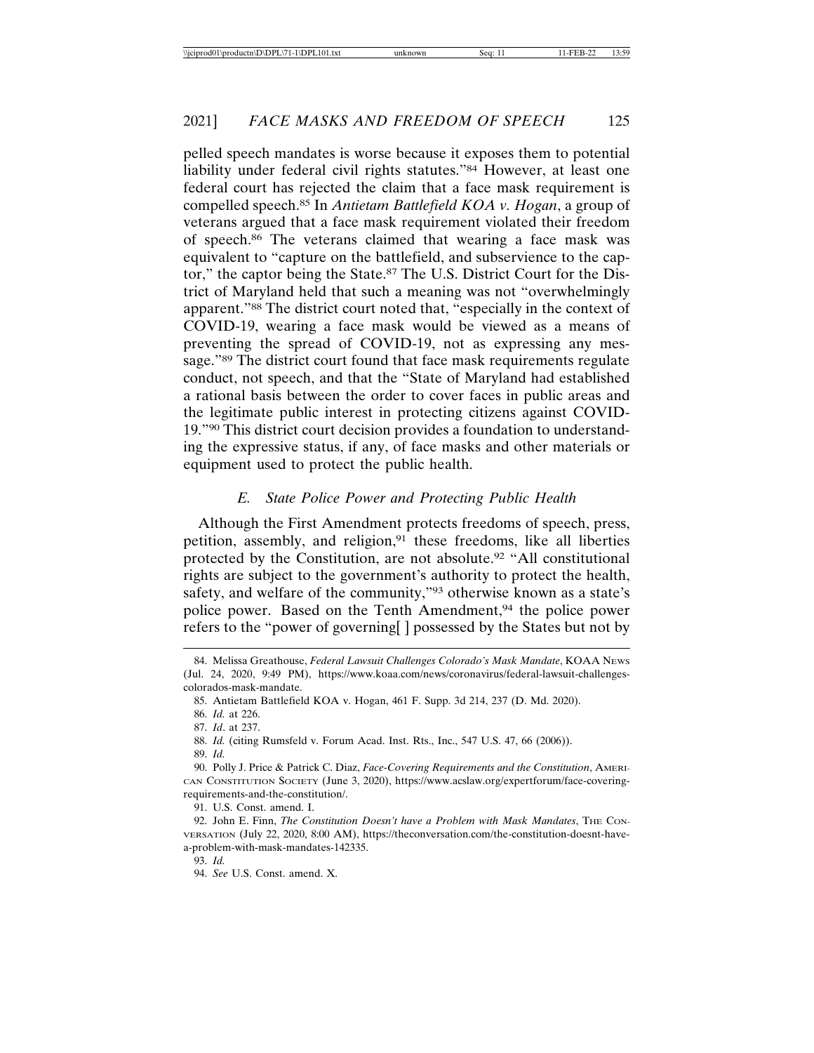pelled speech mandates is worse because it exposes them to potential liability under federal civil rights statutes."[84] However, at least one federal court has rejected the claim that a face mask requirement is compelled speech.[85] In *Antietam Battlefield KOA v. Hogan*, a group of veterans argued that a face mask requirement violated their freedom of speech.[86] The veterans claimed that wearing a face mask was equivalent to "capture on the battlefield, and subservience to the captor," the captor being the State.[87] The U.S. District Court for the District of Maryland held that such a meaning was not "overwhelmingly apparent."[88] The district court noted that, "especially in the context of COVID-19, wearing a face mask would be viewed as a means of preventing the spread of COVID-19, not as expressing any message."[89] The district court found that face mask requirements regulate conduct, not speech, and that the "State of Maryland had established a rational basis between the order to cover faces in public areas and the legitimate public interest in protecting citizens against COVID-19."[90] This district court decision provides a foundation to understanding the expressive status, if any, of face masks and other materials or equipment used to protect the public health.

### *E. State Police Power and Protecting Public Health*

Although the First Amendment protects freedoms of speech, press, petition, assembly, and religion,[91] these freedoms, like all liberties protected by the Constitution, are not absolute.[92] "All constitutional rights are subject to the government's authority to protect the health, safety, and welfare of the community,"[93] otherwise known as a state's police power. Based on the Tenth Amendment,[94] the police power refers to the "power of governing[ ] possessed by the States but not by

---

84. Melissa Greathouse, *Federal Lawsuit Challenges Colorado's Mask Mandate*, KOAA NEWS (Jul. 24, 2020, 9:49 PM), https://www.koaa.com/news/coronavirus/federal-lawsuit-challenges-colorados-mask-mandate.

85. Antietam Battlefield KOA v. Hogan, 461 F. Supp. 3d 214, 237 (D. Md. 2020).

86. *Id.* at 226.

87. *Id*. at 237.

88. *Id.* (citing Rumsfeld v. Forum Acad. Inst. Rts., Inc., 547 U.S. 47, 66 (2006)).

89. *Id.*

90. Polly J. Price & Patrick C. Diaz, *Face-Covering Requirements and the Constitution*, AMERICAN CONSTITUTION SOCIETY (June 3, 2020), https://www.acslaw.org/expertforum/face-covering-requirements-and-the-constitution/.

91. U.S. Const. amend. I.

92. John E. Finn, *The Constitution Doesn't have a Problem with Mask Mandates*, THE CONVERSATION (July 22, 2020, 8:00 AM), https://theconversation.com/the-constitution-doesnt-have-a-problem-with-mask-mandates-142335.

93. *Id.*

94. *See* U.S. Const. amend. X.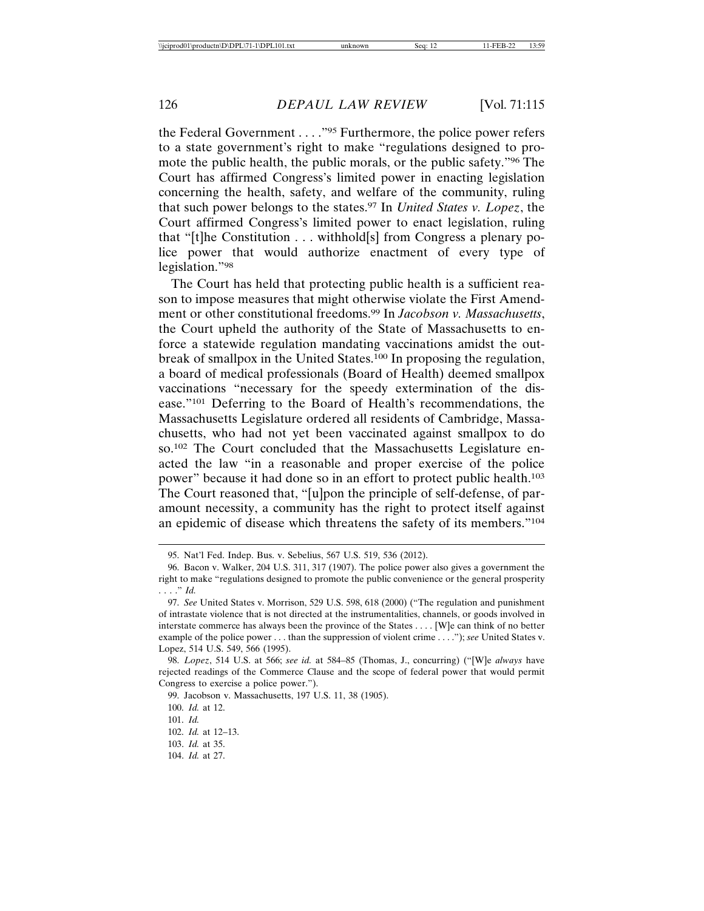the Federal Government . . . ."[95] Furthermore, the police power refers to a state government's right to make "regulations designed to promote the public health, the public morals, or the public safety."[96] The Court has affirmed Congress's limited power in enacting legislation concerning the health, safety, and welfare of the community, ruling that such power belongs to the states.[97] In *United States v. Lopez*, the Court affirmed Congress's limited power to enact legislation, ruling that "[t]he Constitution . . . withhold[s] from Congress a plenary police power that would authorize enactment of every type of legislation."[98]

The Court has held that protecting public health is a sufficient reason to impose measures that might otherwise violate the First Amendment or other constitutional freedoms.[99] In *Jacobson v. Massachusetts*, the Court upheld the authority of the State of Massachusetts to enforce a statewide regulation mandating vaccinations amidst the outbreak of smallpox in the United States.[100] In proposing the regulation, a board of medical professionals (Board of Health) deemed smallpox vaccinations "necessary for the speedy extermination of the disease."[101] Deferring to the Board of Health's recommendations, the Massachusetts Legislature ordered all residents of Cambridge, Massachusetts, who had not yet been vaccinated against smallpox to do so.[102] The Court concluded that the Massachusetts Legislature enacted the law "in a reasonable and proper exercise of the police power" because it had done so in an effort to protect public health.[103] The Court reasoned that, "[u]pon the principle of self-defense, of paramount necessity, a community has the right to protect itself against an epidemic of disease which threatens the safety of its members."[104]

---

95. Nat'l Fed. Indep. Bus. v. Sebelius, 567 U.S. 519, 536 (2012).

96. Bacon v. Walker, 204 U.S. 311, 317 (1907). The police power also gives a government the right to make "regulations designed to promote the public convenience or the general prosperity . . . ." *Id.*

97. *See* United States v. Morrison, 529 U.S. 598, 618 (2000) ("The regulation and punishment of intrastate violence that is not directed at the instrumentalities, channels, or goods involved in interstate commerce has always been the province of the States . . . . [W]e can think of no better example of the police power . . . than the suppression of violent crime . . . ."); *see* United States v. Lopez, 514 U.S. 549, 566 (1995).

98. *Lopez*, 514 U.S. at 566; *see id.* at 584–85 (Thomas, J., concurring) ("[W]e *always* have rejected readings of the Commerce Clause and the scope of federal power that would permit Congress to exercise a police power.").

99. Jacobson v. Massachusetts, 197 U.S. 11, 38 (1905).

100. *Id.* at 12.

101. *Id.*

102. *Id.* at 12–13.

103. *Id.* at 35.

104. *Id.* at 27.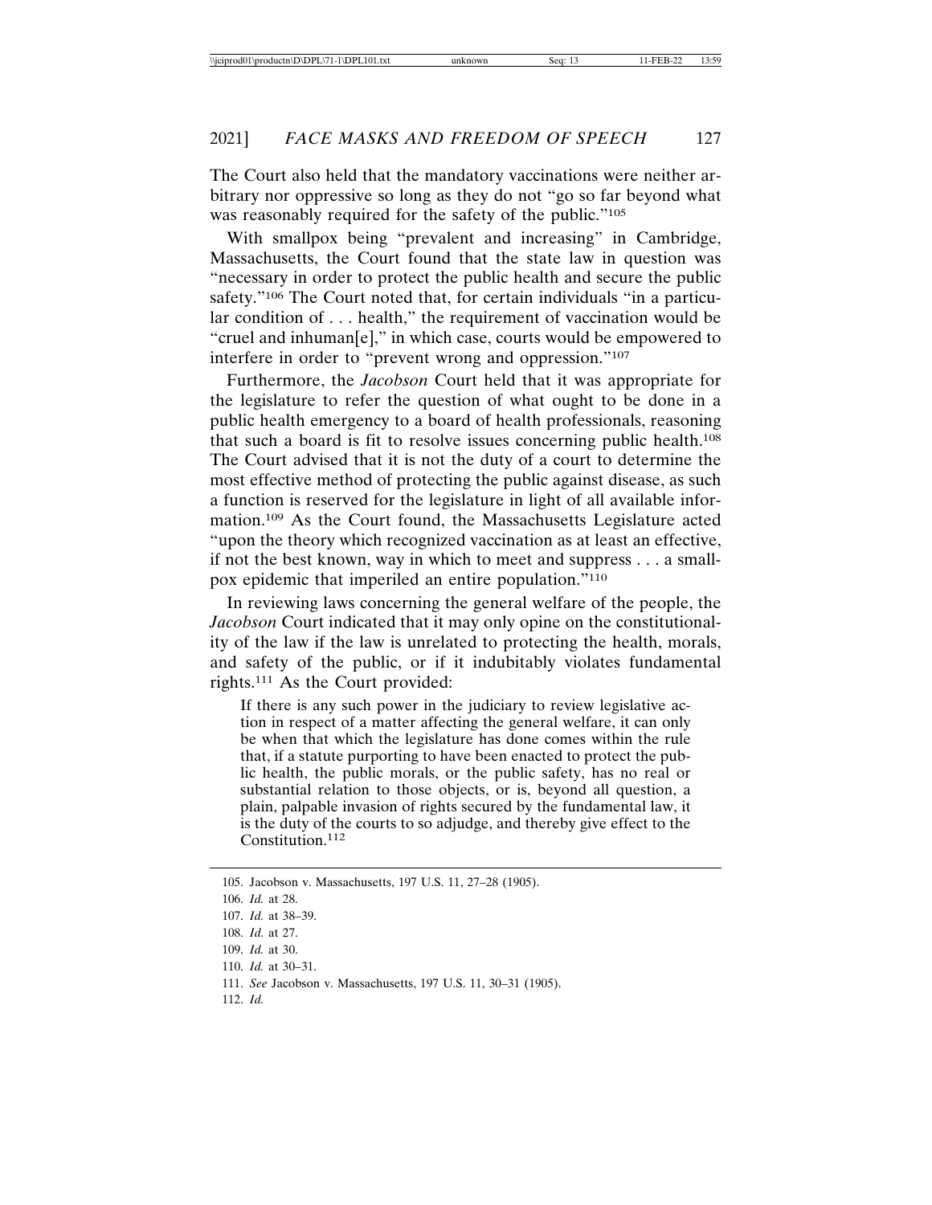The Court also held that the mandatory vaccinations were neither arbitrary nor oppressive so long as they do not "go so far beyond what was reasonably required for the safety of the public."[105]

With smallpox being "prevalent and increasing" in Cambridge, Massachusetts, the Court found that the state law in question was "necessary in order to protect the public health and secure the public safety."[106] The Court noted that, for certain individuals "in a particular condition of . . . health," the requirement of vaccination would be "cruel and inhuman[e]," in which case, courts would be empowered to interfere in order to "prevent wrong and oppression."[107]

Furthermore, the *Jacobson* Court held that it was appropriate for the legislature to refer the question of what ought to be done in a public health emergency to a board of health professionals, reasoning that such a board is fit to resolve issues concerning public health.[108] The Court advised that it is not the duty of a court to determine the most effective method of protecting the public against disease, as such a function is reserved for the legislature in light of all available information.[109] As the Court found, the Massachusetts Legislature acted "upon the theory which recognized vaccination as at least an effective, if not the best known, way in which to meet and suppress . . . a smallpox epidemic that imperiled an entire population."[110]

In reviewing laws concerning the general welfare of the people, the *Jacobson* Court indicated that it may only opine on the constitutionality of the law if the law is unrelated to protecting the health, morals, and safety of the public, or if it indubitably violates fundamental rights.[111] As the Court provided:

> If there is any such power in the judiciary to review legislative action in respect of a matter affecting the general welfare, it can only be when that which the legislature has done comes within the rule that, if a statute purporting to have been enacted to protect the public health, the public morals, or the public safety, has no real or substantial relation to those objects, or is, beyond all question, a plain, palpable invasion of rights secured by the fundamental law, it is the duty of the courts to so adjudge, and thereby give effect to the Constitution.[112]

---

105. Jacobson v. Massachusetts, 197 U.S. 11, 27–28 (1905).
106. *Id.* at 28.
107. *Id.* at 38–39.
108. *Id.* at 27.
109. *Id.* at 30.
110. *Id.* at 30–31.
111. *See* Jacobson v. Massachusetts, 197 U.S. 11, 30–31 (1905).
112. *Id.*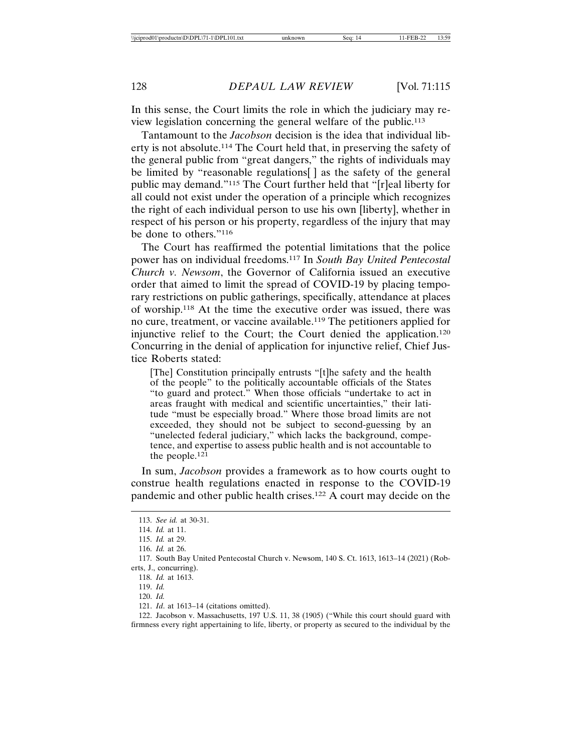In this sense, the Court limits the role in which the judiciary may review legislation concerning the general welfare of the public.[113]

Tantamount to the *Jacobson* decision is the idea that individual liberty is not absolute.[114] The Court held that, in preserving the safety of the general public from "great dangers," the rights of individuals may be limited by "reasonable regulations[ ] as the safety of the general public may demand."[115] The Court further held that "[r]eal liberty for all could not exist under the operation of a principle which recognizes the right of each individual person to use his own [liberty], whether in respect of his person or his property, regardless of the injury that may be done to others."[116]

The Court has reaffirmed the potential limitations that the police power has on individual freedoms.[117] In *South Bay United Pentecostal Church v. Newsom*, the Governor of California issued an executive order that aimed to limit the spread of COVID-19 by placing temporary restrictions on public gatherings, specifically, attendance at places of worship.[118] At the time the executive order was issued, there was no cure, treatment, or vaccine available.[119] The petitioners applied for injunctive relief to the Court; the Court denied the application.[120] Concurring in the denial of application for injunctive relief, Chief Justice Roberts stated:

> [The] Constitution principally entrusts "[t]he safety and the health of the people" to the politically accountable officials of the States "to guard and protect." When those officials "undertake to act in areas fraught with medical and scientific uncertainties," their latitude "must be especially broad." Where those broad limits are not exceeded, they should not be subject to second-guessing by an "unelected federal judiciary," which lacks the background, competence, and expertise to assess public health and is not accountable to the people.[121]

In sum, *Jacobson* provides a framework as to how courts ought to construe health regulations enacted in response to the COVID-19 pandemic and other public health crises.[122] A court may decide on the

---

113. *See id.* at 30-31.

114. *Id.* at 11.

115. *Id.* at 29.

116. *Id.* at 26.

117. South Bay United Pentecostal Church v. Newsom, 140 S. Ct. 1613, 1613–14 (2021) (Roberts, J., concurring).

118. *Id.* at 1613.

119. *Id.*

120. *Id.*

121. *Id*. at 1613–14 (citations omitted).

122. Jacobson v. Massachusetts, 197 U.S. 11, 38 (1905) ("While this court should guard with firmness every right appertaining to life, liberty, or property as secured to the individual by the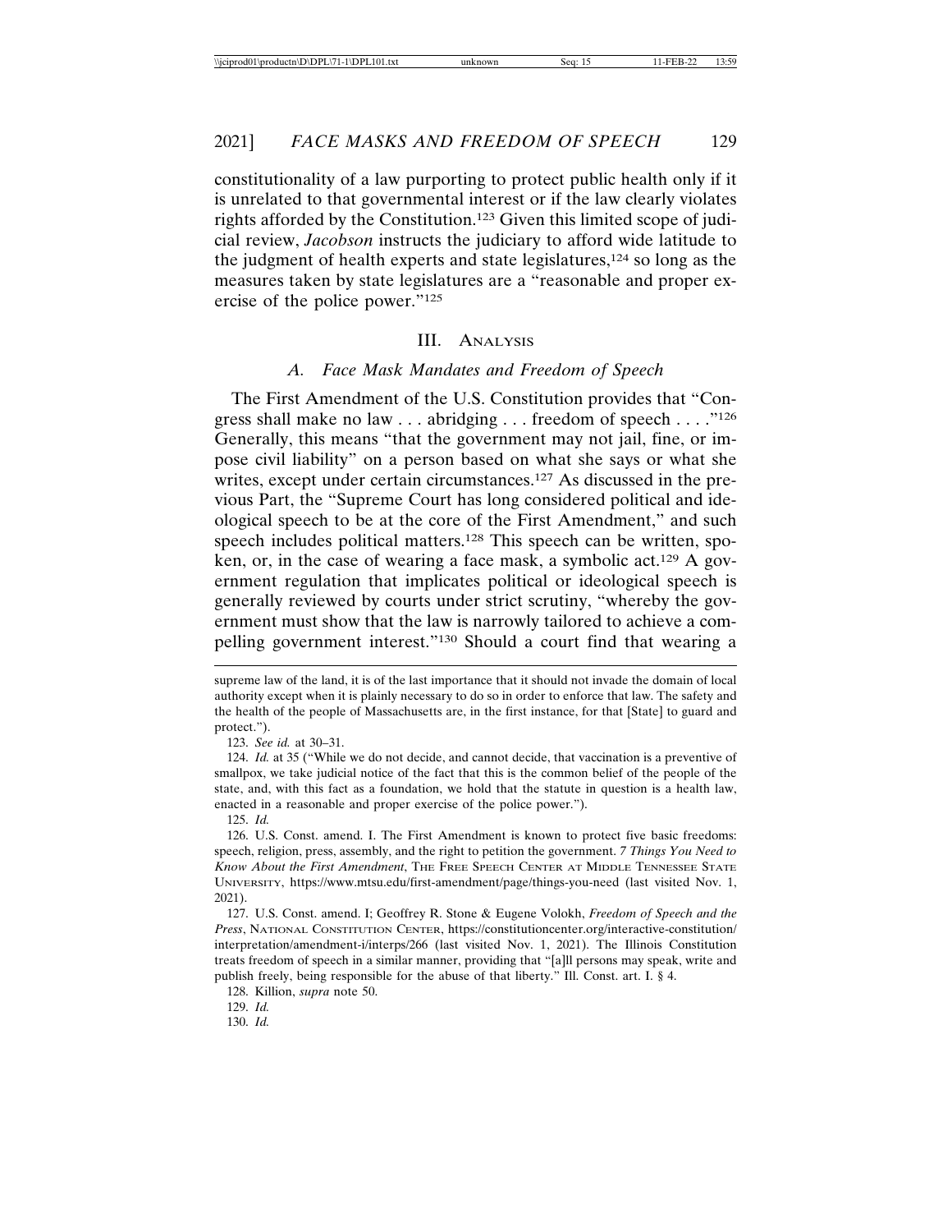constitutionality of a law purporting to protect public health only if it is unrelated to that governmental interest or if the law clearly violates rights afforded by the Constitution.[123] Given this limited scope of judicial review, *Jacobson* instructs the judiciary to afford wide latitude to the judgment of health experts and state legislatures,[124] so long as the measures taken by state legislatures are a "reasonable and proper exercise of the police power."[125]

## III. Analysis

### *A. Face Mask Mandates and Freedom of Speech*

The First Amendment of the U.S. Constitution provides that "Congress shall make no law . . . abridging . . . freedom of speech . . . ."[126] Generally, this means "that the government may not jail, fine, or impose civil liability" on a person based on what she says or what she writes, except under certain circumstances.[127] As discussed in the previous Part, the "Supreme Court has long considered political and ideological speech to be at the core of the First Amendment," and such speech includes political matters.[128] This speech can be written, spoken, or, in the case of wearing a face mask, a symbolic act.[129] A government regulation that implicates political or ideological speech is generally reviewed by courts under strict scrutiny, "whereby the government must show that the law is narrowly tailored to achieve a compelling government interest."[130] Should a court find that wearing a

---

supreme law of the land, it is of the last importance that it should not invade the domain of local authority except when it is plainly necessary to do so in order to enforce that law. The safety and the health of the people of Massachusetts are, in the first instance, for that [State] to guard and protect.").

123. *See id.* at 30–31.

124. *Id.* at 35 ("While we do not decide, and cannot decide, that vaccination is a preventive of smallpox, we take judicial notice of the fact that this is the common belief of the people of the state, and, with this fact as a foundation, we hold that the statute in question is a health law, enacted in a reasonable and proper exercise of the police power.").

125. *Id.*

126. U.S. Const. amend. I. The First Amendment is known to protect five basic freedoms: speech, religion, press, assembly, and the right to petition the government. *7 Things You Need to Know About the First Amendment*, The Free Speech Center at Middle Tennessee State University, https://www.mtsu.edu/first-amendment/page/things-you-need (last visited Nov. 1, 2021).

127. U.S. Const. amend. I; Geoffrey R. Stone & Eugene Volokh, *Freedom of Speech and the Press*, National Constitution Center, https://constitutioncenter.org/interactive-constitution/interpretation/amendment-i/interps/266 (last visited Nov. 1, 2021). The Illinois Constitution treats freedom of speech in a similar manner, providing that "[a]ll persons may speak, write and publish freely, being responsible for the abuse of that liberty." Ill. Const. art. I. § 4.

128. Killion, *supra* note 50.

129. *Id.*

130. *Id.*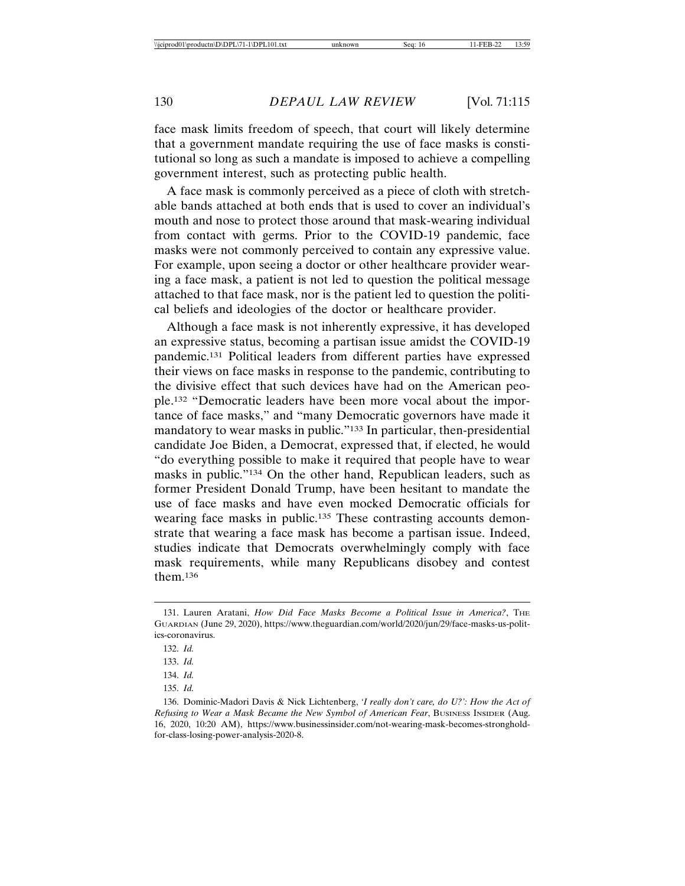face mask limits freedom of speech, that court will likely determine that a government mandate requiring the use of face masks is constitutional so long as such a mandate is imposed to achieve a compelling government interest, such as protecting public health.

A face mask is commonly perceived as a piece of cloth with stretchable bands attached at both ends that is used to cover an individual's mouth and nose to protect those around that mask-wearing individual from contact with germs. Prior to the COVID-19 pandemic, face masks were not commonly perceived to contain any expressive value. For example, upon seeing a doctor or other healthcare provider wearing a face mask, a patient is not led to question the political message attached to that face mask, nor is the patient led to question the political beliefs and ideologies of the doctor or healthcare provider.

Although a face mask is not inherently expressive, it has developed an expressive status, becoming a partisan issue amidst the COVID-19 pandemic.[131] Political leaders from different parties have expressed their views on face masks in response to the pandemic, contributing to the divisive effect that such devices have had on the American people.[132] "Democratic leaders have been more vocal about the importance of face masks," and "many Democratic governors have made it mandatory to wear masks in public."[133] In particular, then-presidential candidate Joe Biden, a Democrat, expressed that, if elected, he would "do everything possible to make it required that people have to wear masks in public."[134] On the other hand, Republican leaders, such as former President Donald Trump, have been hesitant to mandate the use of face masks and have even mocked Democratic officials for wearing face masks in public.[135] These contrasting accounts demonstrate that wearing a face mask has become a partisan issue. Indeed, studies indicate that Democrats overwhelmingly comply with face mask requirements, while many Republicans disobey and contest them.[136]

---

131. Lauren Aratani, *How Did Face Masks Become a Political Issue in America?*, THE GUARDIAN (June 29, 2020), https://www.theguardian.com/world/2020/jun/29/face-masks-us-politics-coronavirus.

132. *Id.*

133. *Id.*

134. *Id.*

135. *Id.*

136. Dominic-Madori Davis & Nick Lichtenberg, *'I really don't care, do U?': How the Act of Refusing to Wear a Mask Became the New Symbol of American Fear*, BUSINESS INSIDER (Aug. 16, 2020, 10:20 AM), https://www.businessinsider.com/not-wearing-mask-becomes-stronghold-for-class-losing-power-analysis-2020-8.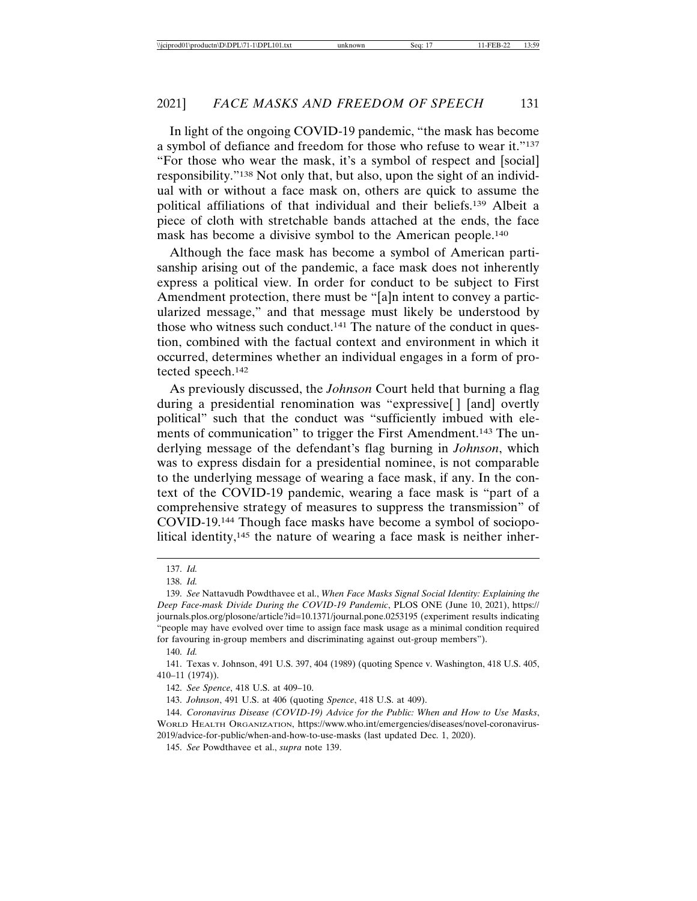In light of the ongoing COVID-19 pandemic, "the mask has become a symbol of defiance and freedom for those who refuse to wear it."[137] "For those who wear the mask, it's a symbol of respect and [social] responsibility."[138] Not only that, but also, upon the sight of an individual with or without a face mask on, others are quick to assume the political affiliations of that individual and their beliefs.[139] Albeit a piece of cloth with stretchable bands attached at the ends, the face mask has become a divisive symbol to the American people.[140]

Although the face mask has become a symbol of American partisanship arising out of the pandemic, a face mask does not inherently express a political view. In order for conduct to be subject to First Amendment protection, there must be "[a]n intent to convey a particularized message," and that message must likely be understood by those who witness such conduct.[141] The nature of the conduct in question, combined with the factual context and environment in which it occurred, determines whether an individual engages in a form of protected speech.[142]

As previously discussed, the *Johnson* Court held that burning a flag during a presidential renomination was "expressive[ ] [and] overtly political" such that the conduct was "sufficiently imbued with elements of communication" to trigger the First Amendment.[143] The underlying message of the defendant's flag burning in *Johnson*, which was to express disdain for a presidential nominee, is not comparable to the underlying message of wearing a face mask, if any. In the context of the COVID-19 pandemic, wearing a face mask is "part of a comprehensive strategy of measures to suppress the transmission" of COVID-19.[144] Though face masks have become a symbol of sociopolitical identity,[145] the nature of wearing a face mask is neither inher-

---

137. *Id.*

138. *Id.*

139. *See* Nattavudh Powdthavee et al., *When Face Masks Signal Social Identity: Explaining the Deep Face-mask Divide During the COVID-19 Pandemic*, PLOS ONE (June 10, 2021), https://journals.plos.org/plosone/article?id=10.1371/journal.pone.0253195 (experiment results indicating "people may have evolved over time to assign face mask usage as a minimal condition required for favouring in-group members and discriminating against out-group members").

140. *Id.*

141. Texas v. Johnson, 491 U.S. 397, 404 (1989) (quoting Spence v. Washington, 418 U.S. 405, 410–11 (1974)).

142. *See Spence*, 418 U.S. at 409–10.

143. *Johnson*, 491 U.S. at 406 (quoting *Spence*, 418 U.S. at 409).

144. *Coronavirus Disease (COVID-19) Advice for the Public: When and How to Use Masks*, World Health Organization, https://www.who.int/emergencies/diseases/novel-coronavirus-2019/advice-for-public/when-and-how-to-use-masks (last updated Dec. 1, 2020).

145. *See* Powdthavee et al., *supra* note 139.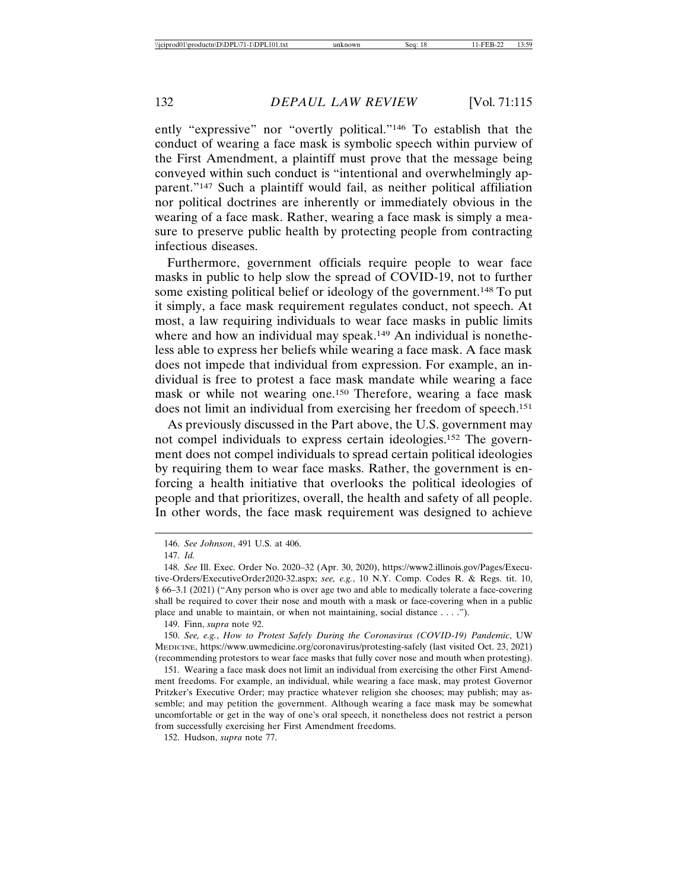ently "expressive" nor "overtly political."[146] To establish that the conduct of wearing a face mask is symbolic speech within purview of the First Amendment, a plaintiff must prove that the message being conveyed within such conduct is "intentional and overwhelmingly apparent."[147] Such a plaintiff would fail, as neither political affiliation nor political doctrines are inherently or immediately obvious in the wearing of a face mask. Rather, wearing a face mask is simply a measure to preserve public health by protecting people from contracting infectious diseases.

Furthermore, government officials require people to wear face masks in public to help slow the spread of COVID-19, not to further some existing political belief or ideology of the government.[148] To put it simply, a face mask requirement regulates conduct, not speech. At most, a law requiring individuals to wear face masks in public limits where and how an individual may speak.[149] An individual is nonetheless able to express her beliefs while wearing a face mask. A face mask does not impede that individual from expression. For example, an individual is free to protest a face mask mandate while wearing a face mask or while not wearing one.[150] Therefore, wearing a face mask does not limit an individual from exercising her freedom of speech.[151]

As previously discussed in the Part above, the U.S. government may not compel individuals to express certain ideologies.[152] The government does not compel individuals to spread certain political ideologies by requiring them to wear face masks. Rather, the government is enforcing a health initiative that overlooks the political ideologies of people and that prioritizes, overall, the health and safety of all people. In other words, the face mask requirement was designed to achieve

---

146. *See Johnson*, 491 U.S. at 406.

147. *Id.*

148. *See* Ill. Exec. Order No. 2020–32 (Apr. 30, 2020), https://www2.illinois.gov/Pages/Executive-Orders/ExecutiveOrder2020-32.aspx; *see, e.g.*, 10 N.Y. Comp. Codes R. & Regs. tit. 10, § 66–3.1 (2021) ("Any person who is over age two and able to medically tolerate a face-covering shall be required to cover their nose and mouth with a mask or face-covering when in a public place and unable to maintain, or when not maintaining, social distance . . . .").

149. Finn, *supra* note 92.

150. *See, e.g.*, *How to Protest Safely During the Coronavirus (COVID-19) Pandemic*, UW MEDICINE, https://www.uwmedicine.org/coronavirus/protesting-safely (last visited Oct. 23, 2021) (recommending protestors to wear face masks that fully cover nose and mouth when protesting).

151. Wearing a face mask does not limit an individual from exercising the other First Amendment freedoms. For example, an individual, while wearing a face mask, may protest Governor Pritzker's Executive Order; may practice whatever religion she chooses; may publish; may assemble; and may petition the government. Although wearing a face mask may be somewhat uncomfortable or get in the way of one's oral speech, it nonetheless does not restrict a person from successfully exercising her First Amendment freedoms.

152. Hudson, *supra* note 77.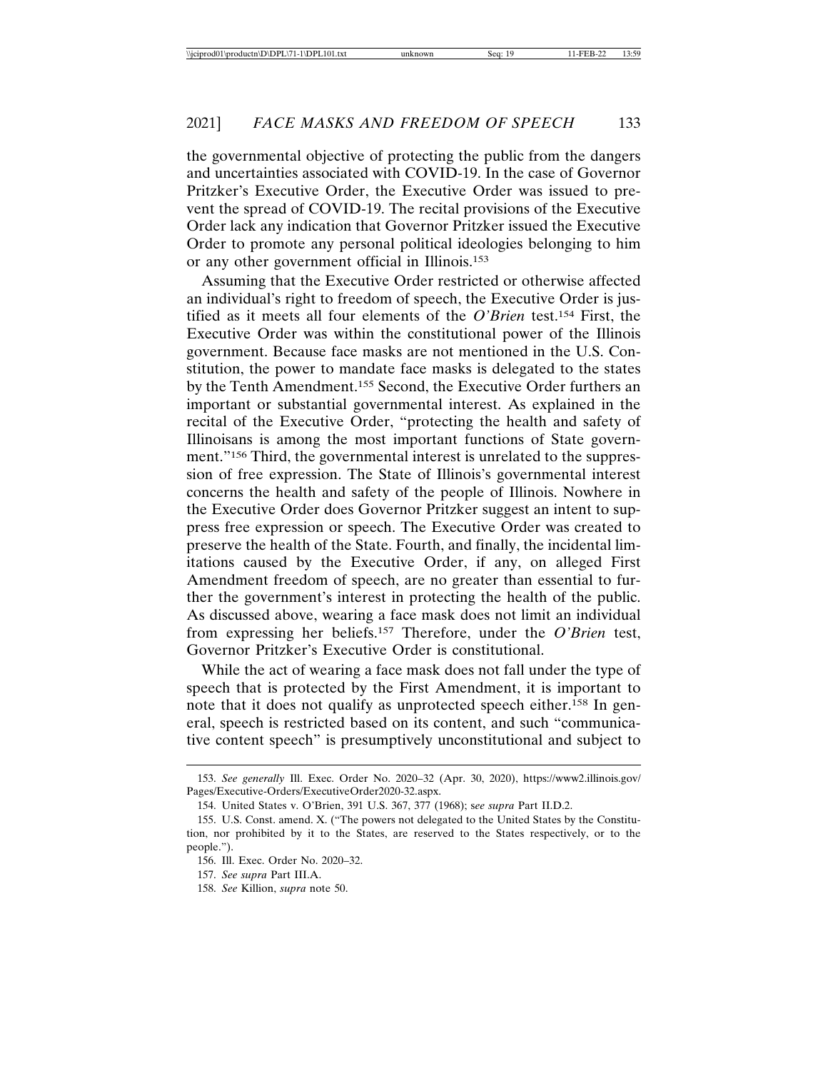the governmental objective of protecting the public from the dangers and uncertainties associated with COVID-19. In the case of Governor Pritzker's Executive Order, the Executive Order was issued to prevent the spread of COVID-19. The recital provisions of the Executive Order lack any indication that Governor Pritzker issued the Executive Order to promote any personal political ideologies belonging to him or any other government official in Illinois.[153]

Assuming that the Executive Order restricted or otherwise affected an individual's right to freedom of speech, the Executive Order is justified as it meets all four elements of the *O'Brien* test.[154] First, the Executive Order was within the constitutional power of the Illinois government. Because face masks are not mentioned in the U.S. Constitution, the power to mandate face masks is delegated to the states by the Tenth Amendment.[155] Second, the Executive Order furthers an important or substantial governmental interest. As explained in the recital of the Executive Order, "protecting the health and safety of Illinoisans is among the most important functions of State government."[156] Third, the governmental interest is unrelated to the suppression of free expression. The State of Illinois's governmental interest concerns the health and safety of the people of Illinois. Nowhere in the Executive Order does Governor Pritzker suggest an intent to suppress free expression or speech. The Executive Order was created to preserve the health of the State. Fourth, and finally, the incidental limitations caused by the Executive Order, if any, on alleged First Amendment freedom of speech, are no greater than essential to further the government's interest in protecting the health of the public. As discussed above, wearing a face mask does not limit an individual from expressing her beliefs.[157] Therefore, under the *O'Brien* test, Governor Pritzker's Executive Order is constitutional.

While the act of wearing a face mask does not fall under the type of speech that is protected by the First Amendment, it is important to note that it does not qualify as unprotected speech either.[158] In general, speech is restricted based on its content, and such "communicative content speech" is presumptively unconstitutional and subject to

---

153. *See generally* Ill. Exec. Order No. 2020–32 (Apr. 30, 2020), https://www2.illinois.gov/Pages/Executive-Orders/ExecutiveOrder2020-32.aspx.

154. United States v. O'Brien, 391 U.S. 367, 377 (1968); s*ee supra* Part II.D.2.

155. U.S. Const. amend. X. ("The powers not delegated to the United States by the Constitution, nor prohibited by it to the States, are reserved to the States respectively, or to the people.").

156. Ill. Exec. Order No. 2020–32.

157. *See supra* Part III.A.

158. *See* Killion, *supra* note 50.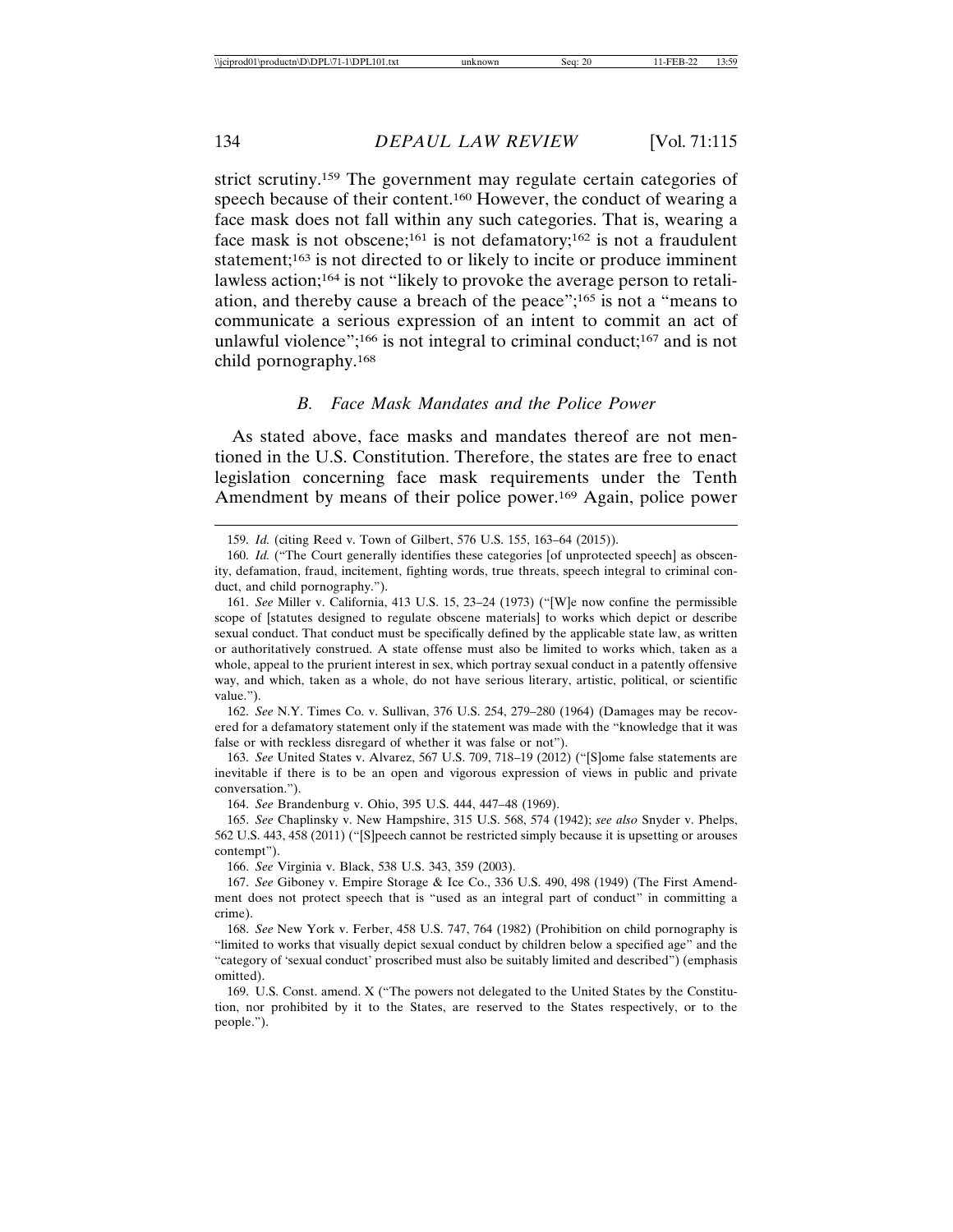strict scrutiny.[159] The government may regulate certain categories of speech because of their content.[160] However, the conduct of wearing a face mask does not fall within any such categories. That is, wearing a face mask is not obscene;[161] is not defamatory;[162] is not a fraudulent statement;[163] is not directed to or likely to incite or produce imminent lawless action;[164] is not "likely to provoke the average person to retaliation, and thereby cause a breach of the peace";[165] is not a "means to communicate a serious expression of an intent to commit an act of unlawful violence";[166] is not integral to criminal conduct;[167] and is not child pornography.[168]

### *B. Face Mask Mandates and the Police Power*

As stated above, face masks and mandates thereof are not mentioned in the U.S. Constitution. Therefore, the states are free to enact legislation concerning face mask requirements under the Tenth Amendment by means of their police power.[169] Again, police power

---

159. *Id.* (citing Reed v. Town of Gilbert, 576 U.S. 155, 163–64 (2015)).

160. *Id.* ("The Court generally identifies these categories [of unprotected speech] as obscenity, defamation, fraud, incitement, fighting words, true threats, speech integral to criminal conduct, and child pornography.").

161. *See* Miller v. California, 413 U.S. 15, 23–24 (1973) ("[W]e now confine the permissible scope of [statutes designed to regulate obscene materials] to works which depict or describe sexual conduct. That conduct must be specifically defined by the applicable state law, as written or authoritatively construed. A state offense must also be limited to works which, taken as a whole, appeal to the prurient interest in sex, which portray sexual conduct in a patently offensive way, and which, taken as a whole, do not have serious literary, artistic, political, or scientific value.").

162. *See* N.Y. Times Co. v. Sullivan, 376 U.S. 254, 279–280 (1964) (Damages may be recovered for a defamatory statement only if the statement was made with the "knowledge that it was false or with reckless disregard of whether it was false or not").

163. *See* United States v. Alvarez, 567 U.S. 709, 718–19 (2012) ("[S]ome false statements are inevitable if there is to be an open and vigorous expression of views in public and private conversation.").

164. *See* Brandenburg v. Ohio, 395 U.S. 444, 447–48 (1969).

165. *See* Chaplinsky v. New Hampshire, 315 U.S. 568, 574 (1942); *see also* Snyder v. Phelps, 562 U.S. 443, 458 (2011) ("[S]peech cannot be restricted simply because it is upsetting or arouses contempt").

166. *See* Virginia v. Black, 538 U.S. 343, 359 (2003).

167. *See* Giboney v. Empire Storage & Ice Co., 336 U.S. 490, 498 (1949) (The First Amendment does not protect speech that is "used as an integral part of conduct" in committing a crime).

168. *See* New York v. Ferber, 458 U.S. 747, 764 (1982) (Prohibition on child pornography is "limited to works that visually depict sexual conduct by children below a specified age" and the "category of 'sexual conduct' proscribed must also be suitably limited and described") (emphasis omitted).

169. U.S. Const. amend. X ("The powers not delegated to the United States by the Constitution, nor prohibited by it to the States, are reserved to the States respectively, or to the people.").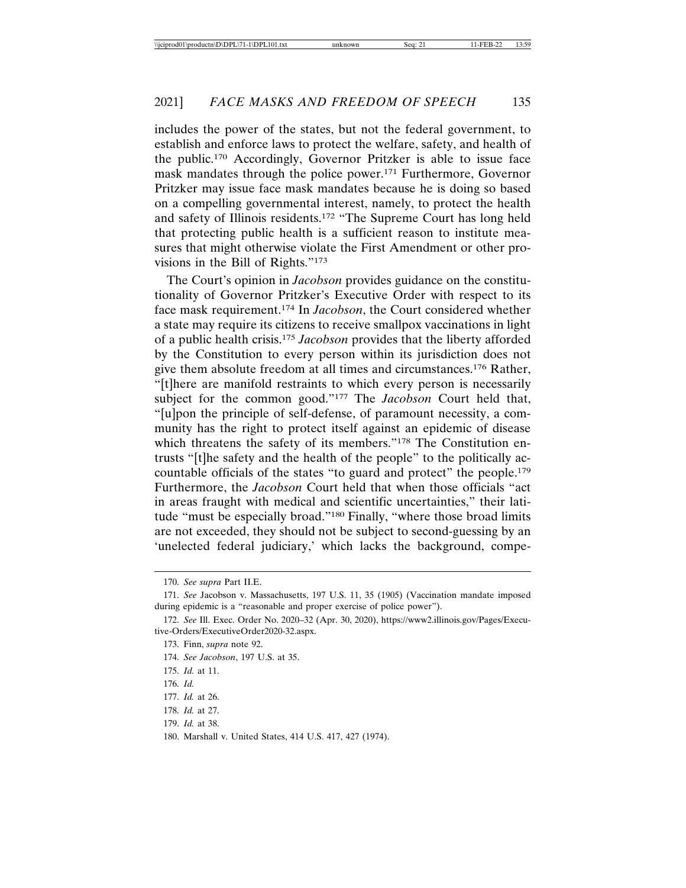includes the power of the states, but not the federal government, to establish and enforce laws to protect the welfare, safety, and health of the public.[170] Accordingly, Governor Pritzker is able to issue face mask mandates through the police power.[171] Furthermore, Governor Pritzker may issue face mask mandates because he is doing so based on a compelling governmental interest, namely, to protect the health and safety of Illinois residents.[172] "The Supreme Court has long held that protecting public health is a sufficient reason to institute measures that might otherwise violate the First Amendment or other provisions in the Bill of Rights."[173]

The Court's opinion in *Jacobson* provides guidance on the constitutionality of Governor Pritzker's Executive Order with respect to its face mask requirement.[174] In *Jacobson*, the Court considered whether a state may require its citizens to receive smallpox vaccinations in light of a public health crisis.[175] *Jacobson* provides that the liberty afforded by the Constitution to every person within its jurisdiction does not give them absolute freedom at all times and circumstances.[176] Rather, "[t]here are manifold restraints to which every person is necessarily subject for the common good."[177] The *Jacobson* Court held that, "[u]pon the principle of self-defense, of paramount necessity, a community has the right to protect itself against an epidemic of disease which threatens the safety of its members."[178] The Constitution entrusts "[t]he safety and the health of the people" to the politically accountable officials of the states "to guard and protect" the people.[179] Furthermore, the *Jacobson* Court held that when those officials "act in areas fraught with medical and scientific uncertainties," their latitude "must be especially broad."[180] Finally, "where those broad limits are not exceeded, they should not be subject to second-guessing by an 'unelected federal judiciary,' which lacks the background, compe-

---

170. *See supra* Part II.E.

171. *See* Jacobson v. Massachusetts, 197 U.S. 11, 35 (1905) (Vaccination mandate imposed during epidemic is a "reasonable and proper exercise of police power").

172. *See* Ill. Exec. Order No. 2020–32 (Apr. 30, 2020), https://www2.illinois.gov/Pages/Executive-Orders/ExecutiveOrder2020-32.aspx.

173. Finn, *supra* note 92.

174. *See Jacobson*, 197 U.S. at 35.

175. *Id.* at 11.

176. *Id.*

177. *Id.* at 26.

178. *Id.* at 27.

179. *Id.* at 38.

180. Marshall v. United States, 414 U.S. 417, 427 (1974).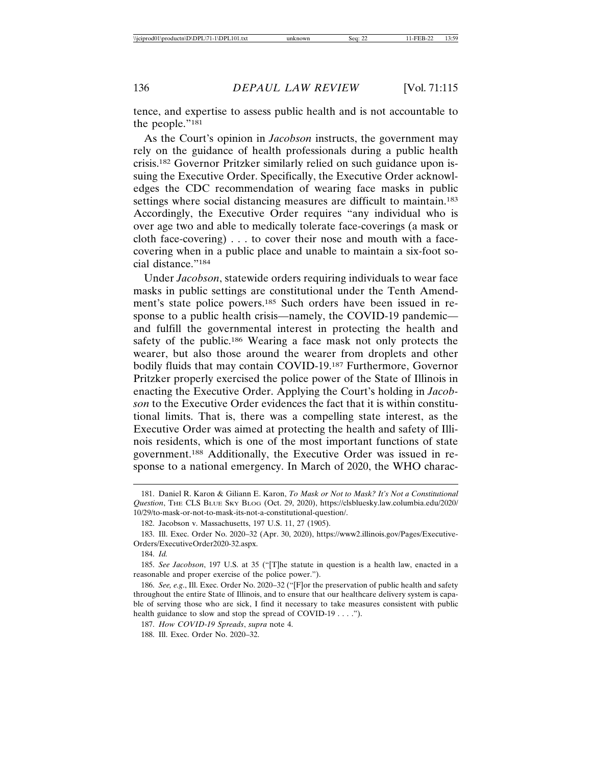tence, and expertise to assess public health and is not accountable to the people."[181]

As the Court's opinion in *Jacobson* instructs, the government may rely on the guidance of health professionals during a public health crisis.[182] Governor Pritzker similarly relied on such guidance upon issuing the Executive Order. Specifically, the Executive Order acknowledges the CDC recommendation of wearing face masks in public settings where social distancing measures are difficult to maintain.[183] Accordingly, the Executive Order requires "any individual who is over age two and able to medically tolerate face-coverings (a mask or cloth face-covering) . . . to cover their nose and mouth with a face-covering when in a public place and unable to maintain a six-foot social distance."[184]

Under *Jacobson*, statewide orders requiring individuals to wear face masks in public settings are constitutional under the Tenth Amendment's state police powers.[185] Such orders have been issued in response to a public health crisis—namely, the COVID-19 pandemic—and fulfill the governmental interest in protecting the health and safety of the public.[186] Wearing a face mask not only protects the wearer, but also those around the wearer from droplets and other bodily fluids that may contain COVID-19.[187] Furthermore, Governor Pritzker properly exercised the police power of the State of Illinois in enacting the Executive Order. Applying the Court's holding in *Jacobson* to the Executive Order evidences the fact that it is within constitutional limits. That is, there was a compelling state interest, as the Executive Order was aimed at protecting the health and safety of Illinois residents, which is one of the most important functions of state government.[188] Additionally, the Executive Order was issued in response to a national emergency. In March of 2020, the WHO charac-

---

181. Daniel R. Karon & Giliann E. Karon, *To Mask or Not to Mask? It's Not a Constitutional Question*, THE CLS BLUE SKY BLOG (Oct. 29, 2020), https://clsbluesky.law.columbia.edu/2020/10/29/to-mask-or-not-to-mask-its-not-a-constitutional-question/.

182. Jacobson v. Massachusetts, 197 U.S. 11, 27 (1905).

183. Ill. Exec. Order No. 2020–32 (Apr. 30, 2020), https://www2.illinois.gov/Pages/Executive-Orders/ExecutiveOrder2020-32.aspx.

184. *Id.*

185. *See Jacobson*, 197 U.S. at 35 ("[T]he statute in question is a health law, enacted in a reasonable and proper exercise of the police power.").

186. *See, e.g.*, Ill. Exec. Order No. 2020–32 ("[F]or the preservation of public health and safety throughout the entire State of Illinois, and to ensure that our healthcare delivery system is capable of serving those who are sick, I find it necessary to take measures consistent with public health guidance to slow and stop the spread of COVID-19 . . . .").

187. *How COVID-19 Spreads*, *supra* note 4.

188. Ill. Exec. Order No. 2020–32.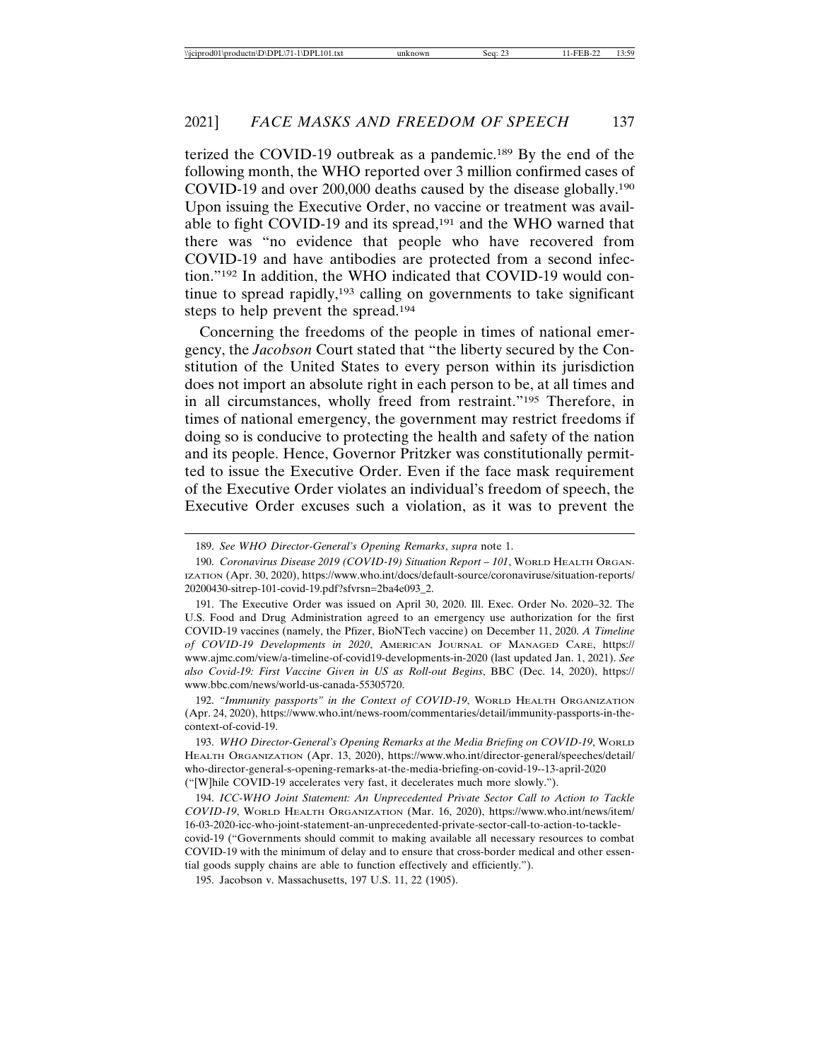terized the COVID-19 outbreak as a pandemic.[189] By the end of the following month, the WHO reported over 3 million confirmed cases of COVID-19 and over 200,000 deaths caused by the disease globally.[190] Upon issuing the Executive Order, no vaccine or treatment was available to fight COVID-19 and its spread,[191] and the WHO warned that there was "no evidence that people who have recovered from COVID-19 and have antibodies are protected from a second infection."[192] In addition, the WHO indicated that COVID-19 would continue to spread rapidly,[193] calling on governments to take significant steps to help prevent the spread.[194]

Concerning the freedoms of the people in times of national emergency, the *Jacobson* Court stated that "the liberty secured by the Constitution of the United States to every person within its jurisdiction does not import an absolute right in each person to be, at all times and in all circumstances, wholly freed from restraint."[195] Therefore, in times of national emergency, the government may restrict freedoms if doing so is conducive to protecting the health and safety of the nation and its people. Hence, Governor Pritzker was constitutionally permitted to issue the Executive Order. Even if the face mask requirement of the Executive Order violates an individual's freedom of speech, the Executive Order excuses such a violation, as it was to prevent the

---

189. *See WHO Director-General's Opening Remarks*, *supra* note 1.

190. *Coronavirus Disease 2019 (COVID-19) Situation Report – 101*, WORLD HEALTH ORGANIZATION (Apr. 30, 2020), https://www.who.int/docs/default-source/coronaviruse/situation-reports/20200430-sitrep-101-covid-19.pdf?sfvrsn=2ba4e093_2.

191. The Executive Order was issued on April 30, 2020. Ill. Exec. Order No. 2020–32. The U.S. Food and Drug Administration agreed to an emergency use authorization for the first COVID-19 vaccines (namely, the Pfizer, BioNTech vaccine) on December 11, 2020. *A Timeline of COVID-19 Developments in 2020*, AMERICAN JOURNAL OF MANAGED CARE, https://www.ajmc.com/view/a-timeline-of-covid19-developments-in-2020 (last updated Jan. 1, 2021). *See also Covid-19: First Vaccine Given in US as Roll-out Begins*, BBC (Dec. 14, 2020), https://www.bbc.com/news/world-us-canada-55305720.

192. *"Immunity passports" in the Context of COVID-19*, WORLD HEALTH ORGANIZATION (Apr. 24, 2020), https://www.who.int/news-room/commentaries/detail/immunity-passports-in-the-context-of-covid-19.

193. *WHO Director-General's Opening Remarks at the Media Briefing on COVID-19*, WORLD HEALTH ORGANIZATION (Apr. 13, 2020), https://www.who.int/director-general/speeches/detail/who-director-general-s-opening-remarks-at-the-media-briefing-on-covid-19--13-april-2020 ("[W]hile COVID-19 accelerates very fast, it decelerates much more slowly.").

194. *ICC-WHO Joint Statement: An Unprecedented Private Sector Call to Action to Tackle COVID-19*, WORLD HEALTH ORGANIZATION (Mar. 16, 2020), https://www.who.int/news/item/16-03-2020-icc-who-joint-statement-an-unprecedented-private-sector-call-to-action-to-tackle-covid-19 ("Governments should commit to making available all necessary resources to combat COVID-19 with the minimum of delay and to ensure that cross-border medical and other essential goods supply chains are able to function effectively and efficiently.").

195. Jacobson v. Massachusetts, 197 U.S. 11, 22 (1905).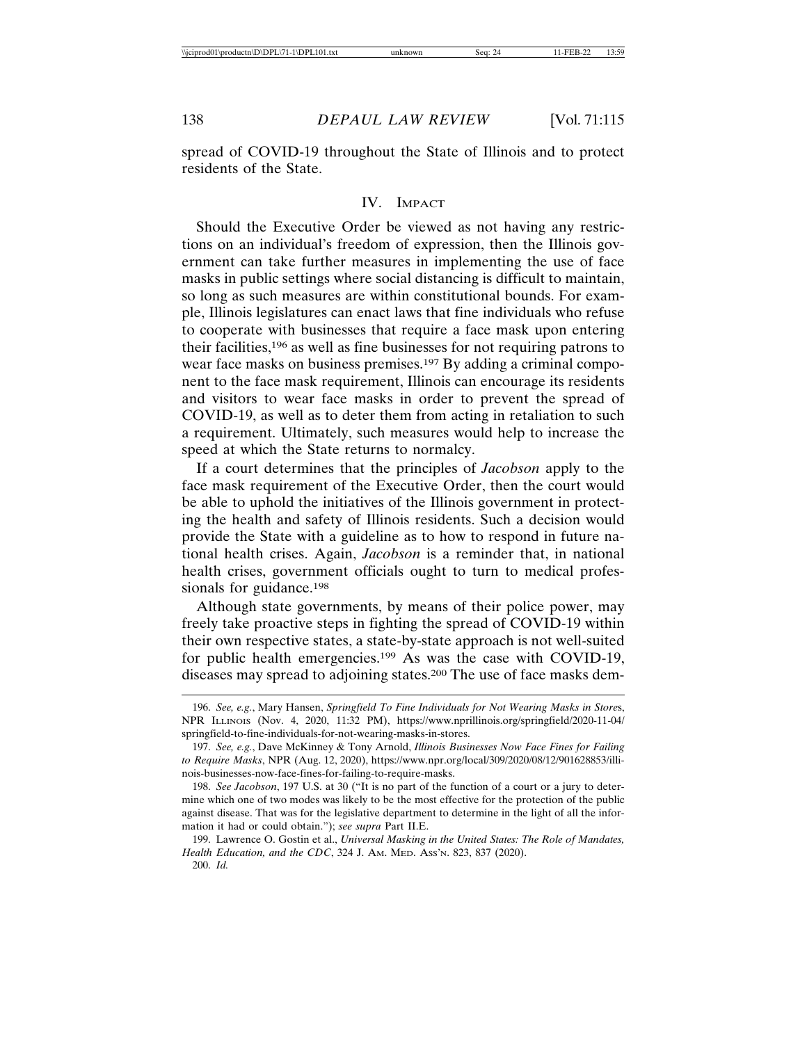spread of COVID-19 throughout the State of Illinois and to protect residents of the State.

## IV. Impact

Should the Executive Order be viewed as not having any restrictions on an individual's freedom of expression, then the Illinois government can take further measures in implementing the use of face masks in public settings where social distancing is difficult to maintain, so long as such measures are within constitutional bounds. For example, Illinois legislatures can enact laws that fine individuals who refuse to cooperate with businesses that require a face mask upon entering their facilities,[196] as well as fine businesses for not requiring patrons to wear face masks on business premises.[197] By adding a criminal component to the face mask requirement, Illinois can encourage its residents and visitors to wear face masks in order to prevent the spread of COVID-19, as well as to deter them from acting in retaliation to such a requirement. Ultimately, such measures would help to increase the speed at which the State returns to normalcy.

If a court determines that the principles of *Jacobson* apply to the face mask requirement of the Executive Order, then the court would be able to uphold the initiatives of the Illinois government in protecting the health and safety of Illinois residents. Such a decision would provide the State with a guideline as to how to respond in future national health crises. Again, *Jacobson* is a reminder that, in national health crises, government officials ought to turn to medical professionals for guidance.[198]

Although state governments, by means of their police power, may freely take proactive steps in fighting the spread of COVID-19 within their own respective states, a state-by-state approach is not well-suited for public health emergencies.[199] As was the case with COVID-19, diseases may spread to adjoining states.[200] The use of face masks dem-

---

196. *See, e.g.*, Mary Hansen, *Springfield To Fine Individuals for Not Wearing Masks in Stores*, NPR Illinois (Nov. 4, 2020, 11:32 PM), https://www.nprillinois.org/springfield/2020-11-04/springfield-to-fine-individuals-for-not-wearing-masks-in-stores.

197. *See, e.g.*, Dave McKinney & Tony Arnold, *Illinois Businesses Now Face Fines for Failing to Require Masks*, NPR (Aug. 12, 2020), https://www.npr.org/local/309/2020/08/12/901628853/illinois-businesses-now-face-fines-for-failing-to-require-masks.

198. *See Jacobson*, 197 U.S. at 30 ("It is no part of the function of a court or a jury to determine which one of two modes was likely to be the most effective for the protection of the public against disease. That was for the legislative department to determine in the light of all the information it had or could obtain."); *see supra* Part II.E.

199. Lawrence O. Gostin et al., *Universal Masking in the United States: The Role of Mandates, Health Education, and the CDC*, 324 J. Am. Med. Ass'n. 823, 837 (2020).

200. *Id.*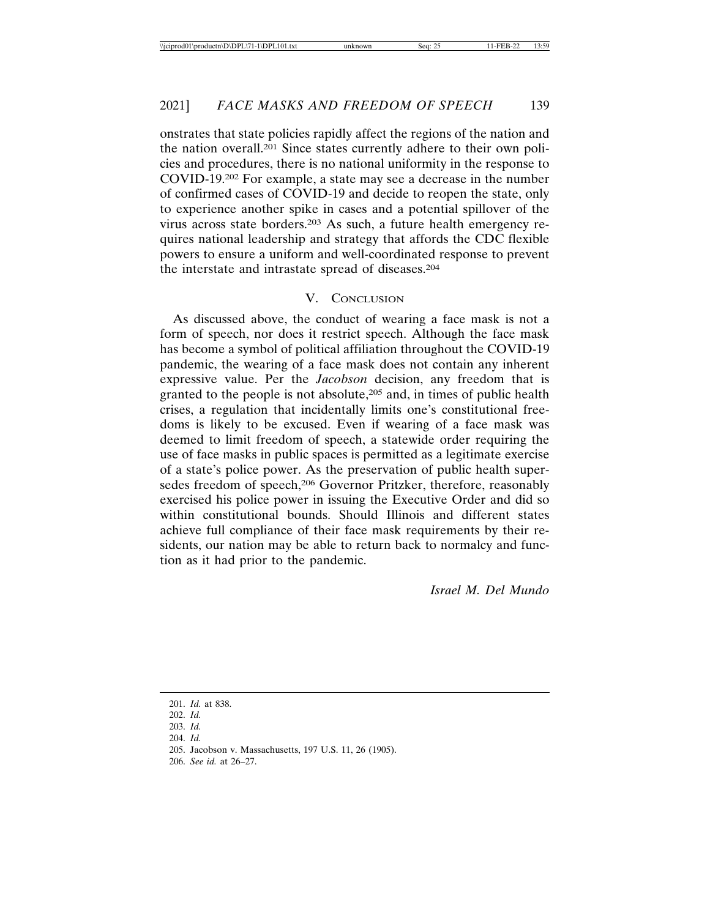onstrates that state policies rapidly affect the regions of the nation and the nation overall.[201] Since states currently adhere to their own policies and procedures, there is no national uniformity in the response to COVID-19.[202] For example, a state may see a decrease in the number of confirmed cases of COVID-19 and decide to reopen the state, only to experience another spike in cases and a potential spillover of the virus across state borders.[203] As such, a future health emergency requires national leadership and strategy that affords the CDC flexible powers to ensure a uniform and well-coordinated response to prevent the interstate and intrastate spread of diseases.[204]

## V. Conclusion

As discussed above, the conduct of wearing a face mask is not a form of speech, nor does it restrict speech. Although the face mask has become a symbol of political affiliation throughout the COVID-19 pandemic, the wearing of a face mask does not contain any inherent expressive value. Per the *Jacobson* decision, any freedom that is granted to the people is not absolute,[205] and, in times of public health crises, a regulation that incidentally limits one's constitutional freedoms is likely to be excused. Even if wearing of a face mask was deemed to limit freedom of speech, a statewide order requiring the use of face masks in public spaces is permitted as a legitimate exercise of a state's police power. As the preservation of public health supersedes freedom of speech,[206] Governor Pritzker, therefore, reasonably exercised his police power in issuing the Executive Order and did so within constitutional bounds. Should Illinois and different states achieve full compliance of their face mask requirements by their residents, our nation may be able to return back to normalcy and function as it had prior to the pandemic.

*Israel M. Del Mundo*

---

201. *Id.* at 838.
202. *Id.*
203. *Id.*
204. *Id.*
205. Jacobson v. Massachusetts, 197 U.S. 11, 26 (1905).
206. *See id.* at 26–27.